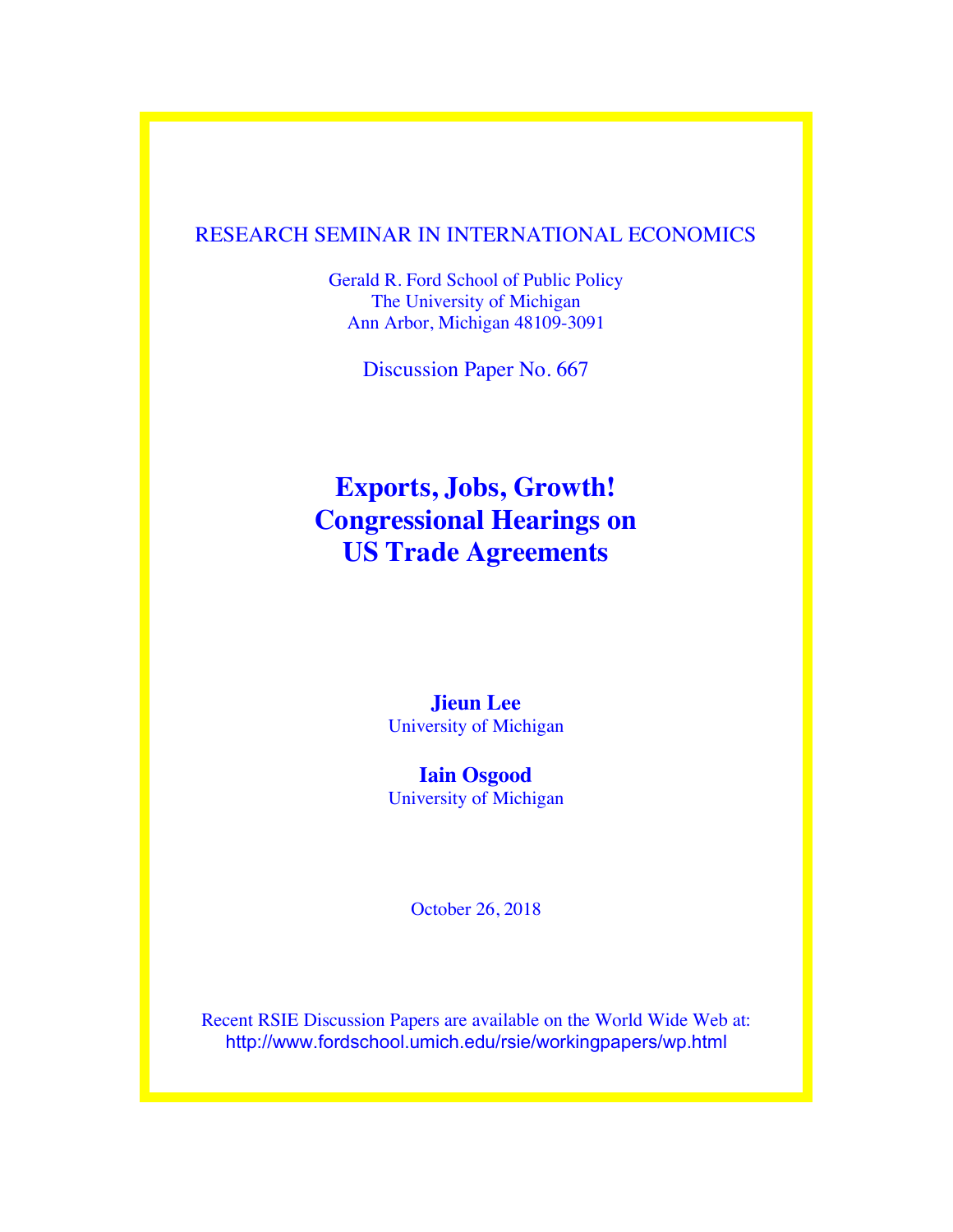RESEARCH SEMINAR IN INTERNATIONAL ECONOMICS

Gerald R. Ford School of Public Policy
The University of Michigan
Ann Arbor, Michigan 48109-3091

Discussion Paper No. 667

# Exports, Jobs, Growth! Congressional Hearings on US Trade Agreements

**Jieun Lee**
University of Michigan

**Iain Osgood**
University of Michigan

October 26, 2018

Recent RSIE Discussion Papers are available on the World Wide Web at:
http://www.fordschool.umich.edu/rsie/workingpapers/wp.html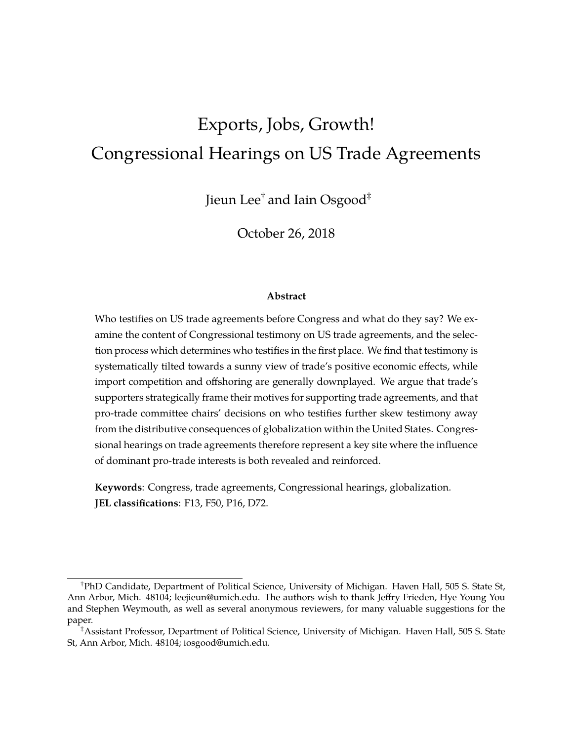# Exports, Jobs, Growth!
# Congressional Hearings on US Trade Agreements

Jieun Lee[†] and Iain Osgood[‡]

October 26, 2018

**Abstract**

Who testifies on US trade agreements before Congress and what do they say? We examine the content of Congressional testimony on US trade agreements, and the selection process which determines who testifies in the first place. We find that testimony is systematically tilted towards a sunny view of trade's positive economic effects, while import competition and offshoring are generally downplayed. We argue that trade's supporters strategically frame their motives for supporting trade agreements, and that pro-trade committee chairs' decisions on who testifies further skew testimony away from the distributive consequences of globalization within the United States. Congressional hearings on trade agreements therefore represent a key site where the influence of dominant pro-trade interests is both revealed and reinforced.

**Keywords**: Congress, trade agreements, Congressional hearings, globalization.
**JEL classifications**: F13, F50, P16, D72.

---

[†] PhD Candidate, Department of Political Science, University of Michigan. Haven Hall, 505 S. State St, Ann Arbor, Mich. 48104; leejieun@umich.edu. The authors wish to thank Jeffry Frieden, Hye Young You and Stephen Weymouth, as well as several anonymous reviewers, for many valuable suggestions for the paper.

[‡] Assistant Professor, Department of Political Science, University of Michigan. Haven Hall, 505 S. State St, Ann Arbor, Mich. 48104; iosgood@umich.edu.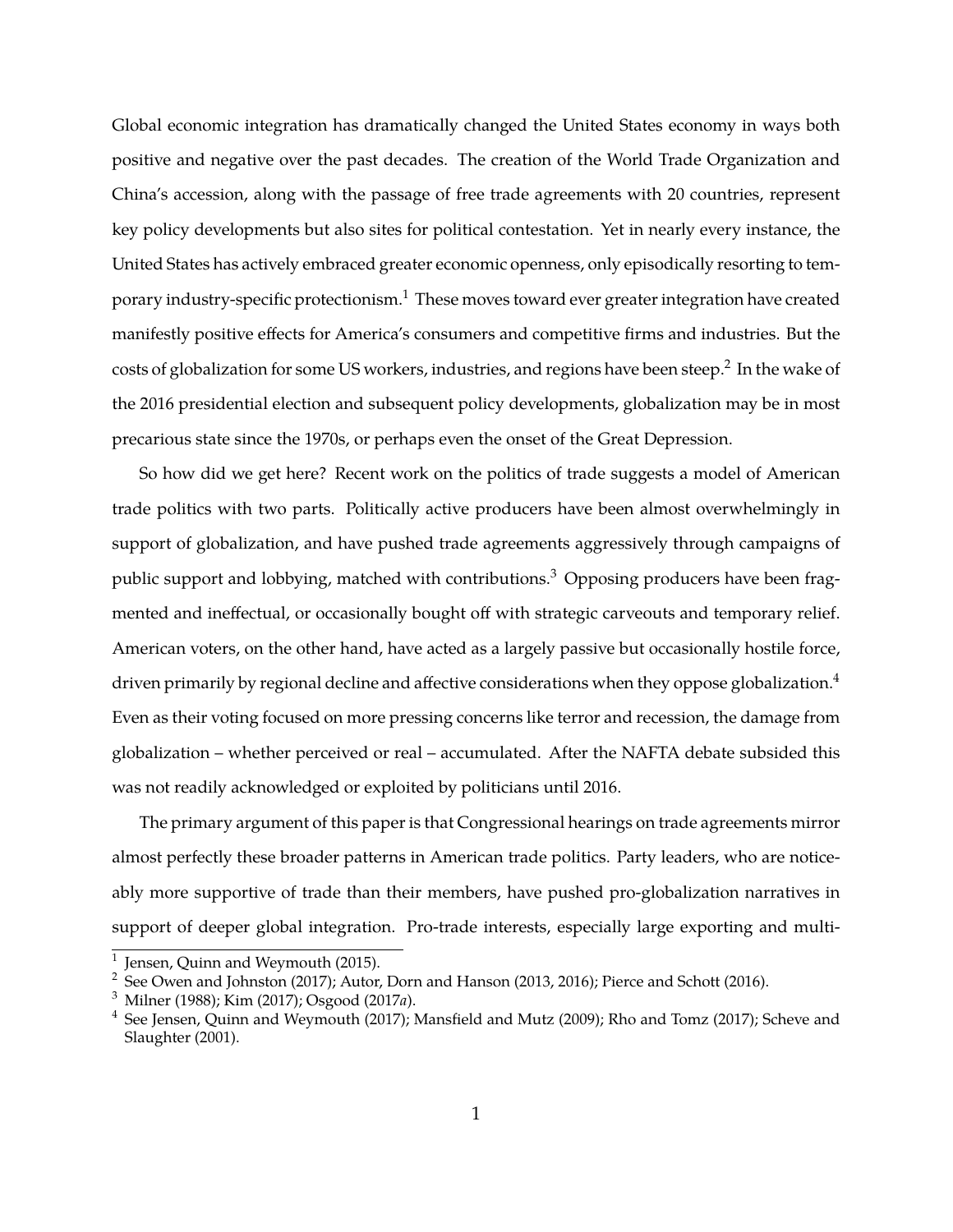Global economic integration has dramatically changed the United States economy in ways both positive and negative over the past decades. The creation of the World Trade Organization and China's accession, along with the passage of free trade agreements with 20 countries, represent key policy developments but also sites for political contestation. Yet in nearly every instance, the United States has actively embraced greater economic openness, only episodically resorting to temporary industry-specific protectionism.[1] These moves toward ever greater integration have created manifestly positive effects for America's consumers and competitive firms and industries. But the costs of globalization for some US workers, industries, and regions have been steep.[2] In the wake of the 2016 presidential election and subsequent policy developments, globalization may be in most precarious state since the 1970s, or perhaps even the onset of the Great Depression.

So how did we get here? Recent work on the politics of trade suggests a model of American trade politics with two parts. Politically active producers have been almost overwhelmingly in support of globalization, and have pushed trade agreements aggressively through campaigns of public support and lobbying, matched with contributions.[3] Opposing producers have been fragmented and ineffectual, or occasionally bought off with strategic carveouts and temporary relief. American voters, on the other hand, have acted as a largely passive but occasionally hostile force, driven primarily by regional decline and affective considerations when they oppose globalization.[4] Even as their voting focused on more pressing concerns like terror and recession, the damage from globalization – whether perceived or real – accumulated. After the NAFTA debate subsided this was not readily acknowledged or exploited by politicians until 2016.

The primary argument of this paper is that Congressional hearings on trade agreements mirror almost perfectly these broader patterns in American trade politics. Party leaders, who are noticeably more supportive of trade than their members, have pushed pro-globalization narratives in support of deeper global integration. Pro-trade interests, especially large exporting and multi-

[1] Jensen, Quinn and Weymouth (2015).

[2] See Owen and Johnston (2017); Autor, Dorn and Hanson (2013, 2016); Pierce and Schott (2016).

[3] Milner (1988); Kim (2017); Osgood (2017*a*).

[4] See Jensen, Quinn and Weymouth (2017); Mansfield and Mutz (2009); Rho and Tomz (2017); Scheve and Slaughter (2001).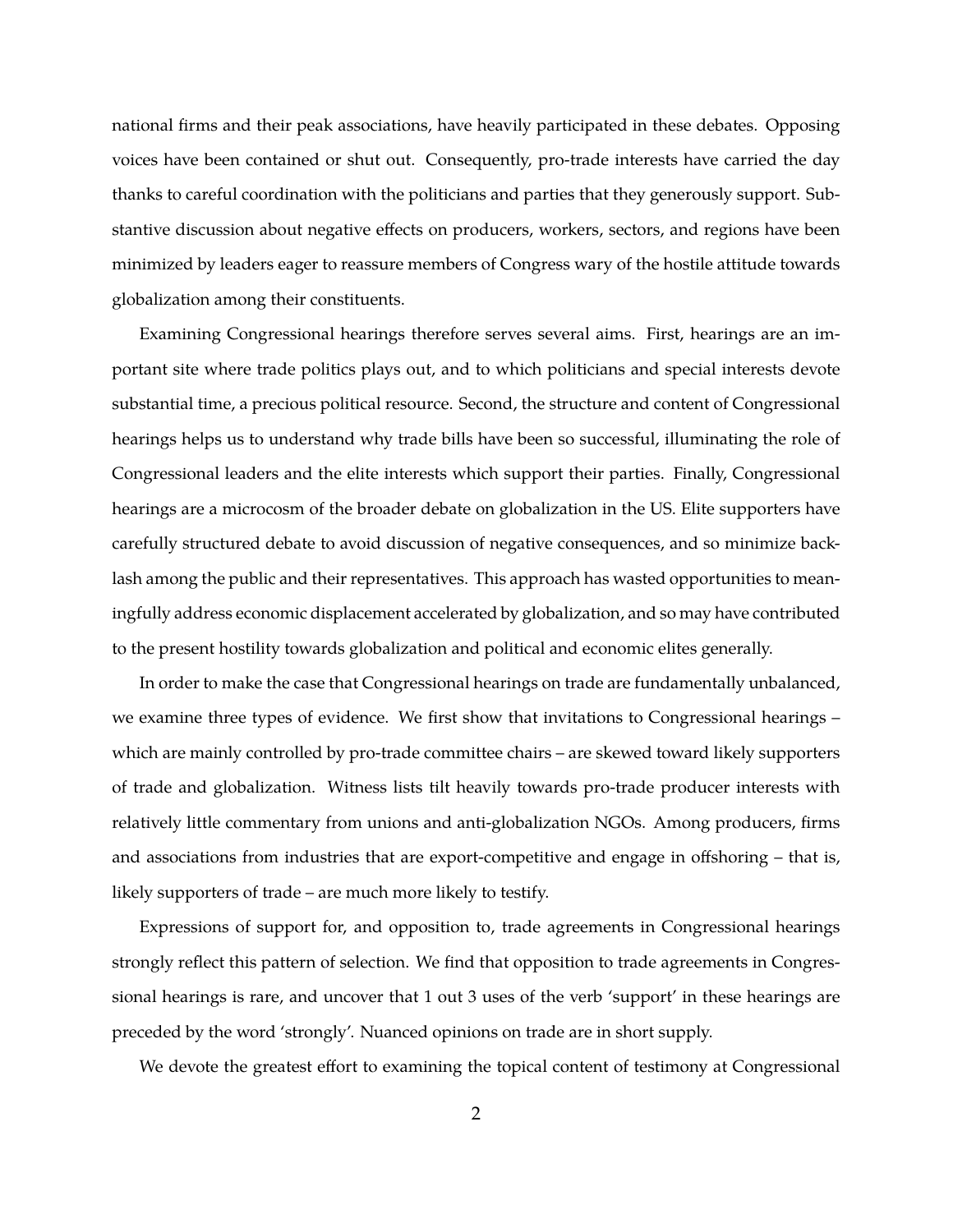national firms and their peak associations, have heavily participated in these debates. Opposing voices have been contained or shut out. Consequently, pro-trade interests have carried the day thanks to careful coordination with the politicians and parties that they generously support. Substantive discussion about negative effects on producers, workers, sectors, and regions have been minimized by leaders eager to reassure members of Congress wary of the hostile attitude towards globalization among their constituents.

Examining Congressional hearings therefore serves several aims. First, hearings are an important site where trade politics plays out, and to which politicians and special interests devote substantial time, a precious political resource. Second, the structure and content of Congressional hearings helps us to understand why trade bills have been so successful, illuminating the role of Congressional leaders and the elite interests which support their parties. Finally, Congressional hearings are a microcosm of the broader debate on globalization in the US. Elite supporters have carefully structured debate to avoid discussion of negative consequences, and so minimize backlash among the public and their representatives. This approach has wasted opportunities to meaningfully address economic displacement accelerated by globalization, and so may have contributed to the present hostility towards globalization and political and economic elites generally.

In order to make the case that Congressional hearings on trade are fundamentally unbalanced, we examine three types of evidence. We first show that invitations to Congressional hearings – which are mainly controlled by pro-trade committee chairs – are skewed toward likely supporters of trade and globalization. Witness lists tilt heavily towards pro-trade producer interests with relatively little commentary from unions and anti-globalization NGOs. Among producers, firms and associations from industries that are export-competitive and engage in offshoring – that is, likely supporters of trade – are much more likely to testify.

Expressions of support for, and opposition to, trade agreements in Congressional hearings strongly reflect this pattern of selection. We find that opposition to trade agreements in Congressional hearings is rare, and uncover that 1 out 3 uses of the verb 'support' in these hearings are preceded by the word 'strongly'. Nuanced opinions on trade are in short supply.

We devote the greatest effort to examining the topical content of testimony at Congressional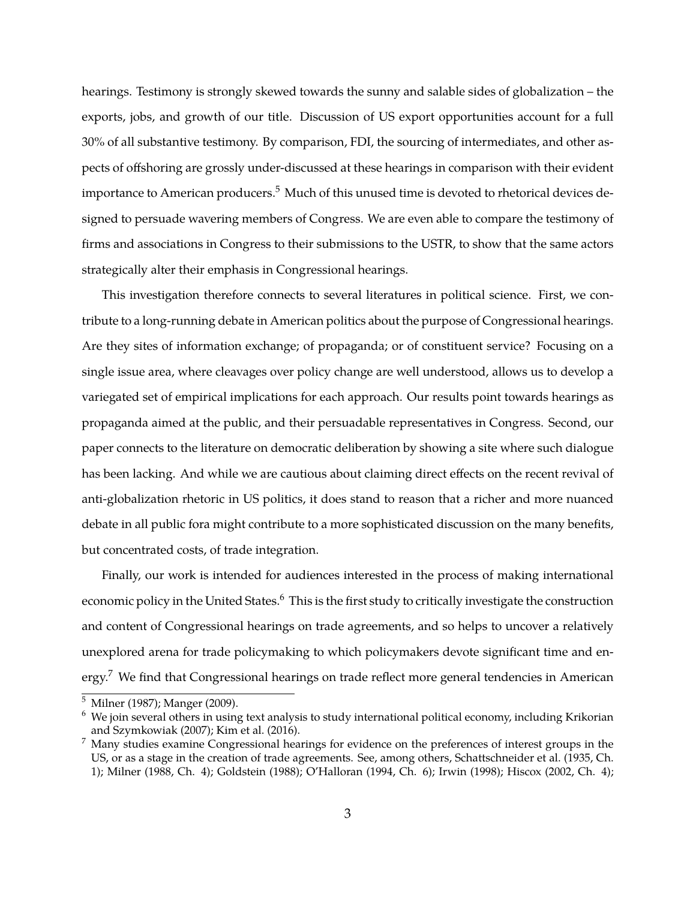hearings. Testimony is strongly skewed towards the sunny and salable sides of globalization – the exports, jobs, and growth of our title. Discussion of US export opportunities account for a full 30% of all substantive testimony. By comparison, FDI, the sourcing of intermediates, and other aspects of offshoring are grossly under-discussed at these hearings in comparison with their evident importance to American producers.[5] Much of this unused time is devoted to rhetorical devices designed to persuade wavering members of Congress. We are even able to compare the testimony of firms and associations in Congress to their submissions to the USTR, to show that the same actors strategically alter their emphasis in Congressional hearings.

This investigation therefore connects to several literatures in political science. First, we contribute to a long-running debate in American politics about the purpose of Congressional hearings. Are they sites of information exchange; of propaganda; or of constituent service? Focusing on a single issue area, where cleavages over policy change are well understood, allows us to develop a variegated set of empirical implications for each approach. Our results point towards hearings as propaganda aimed at the public, and their persuadable representatives in Congress. Second, our paper connects to the literature on democratic deliberation by showing a site where such dialogue has been lacking. And while we are cautious about claiming direct effects on the recent revival of anti-globalization rhetoric in US politics, it does stand to reason that a richer and more nuanced debate in all public fora might contribute to a more sophisticated discussion on the many benefits, but concentrated costs, of trade integration.

Finally, our work is intended for audiences interested in the process of making international economic policy in the United States.[6] This is the first study to critically investigate the construction and content of Congressional hearings on trade agreements, and so helps to uncover a relatively unexplored arena for trade policymaking to which policymakers devote significant time and energy.[7] We find that Congressional hearings on trade reflect more general tendencies in American

[5] Milner (1987); Manger (2009).

[6] We join several others in using text analysis to study international political economy, including Krikorian and Szymkowiak (2007); Kim et al. (2016).

[7] Many studies examine Congressional hearings for evidence on the preferences of interest groups in the US, or as a stage in the creation of trade agreements. See, among others, Schattschneider et al. (1935, Ch. 1); Milner (1988, Ch. 4); Goldstein (1988); O'Halloran (1994, Ch. 6); Irwin (1998); Hiscox (2002, Ch. 4);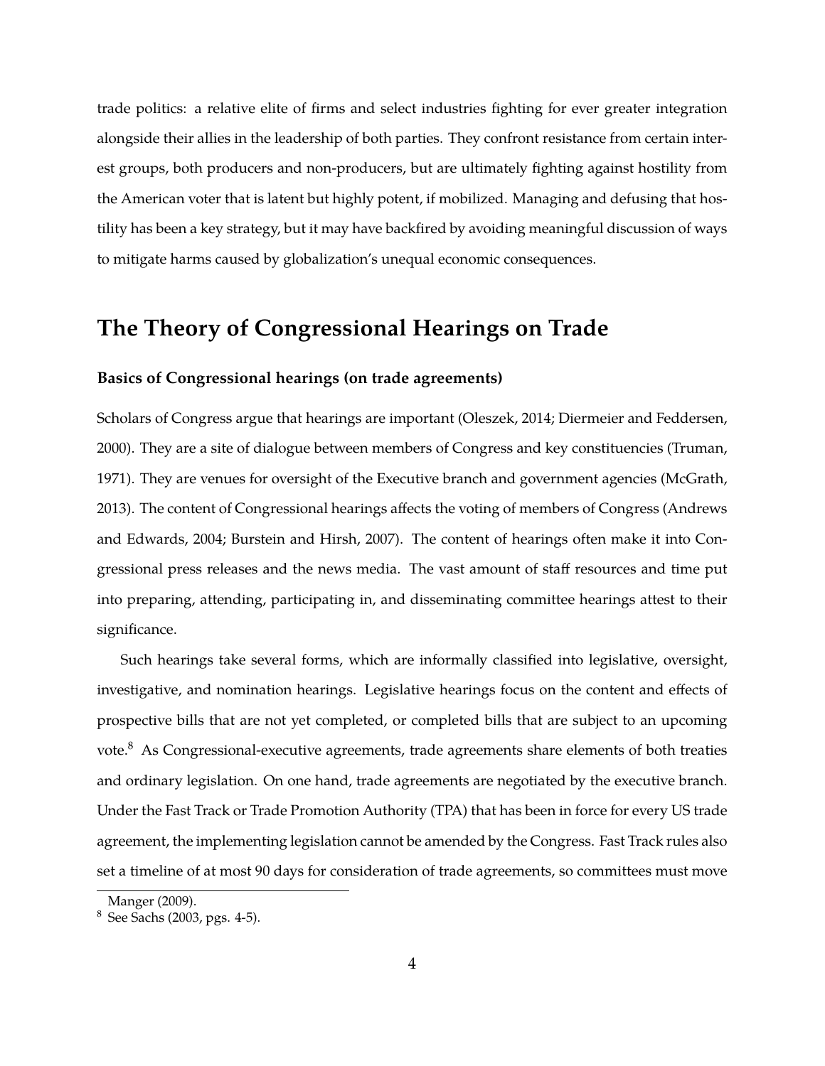trade politics: a relative elite of firms and select industries fighting for ever greater integration alongside their allies in the leadership of both parties. They confront resistance from certain interest groups, both producers and non-producers, but are ultimately fighting against hostility from the American voter that is latent but highly potent, if mobilized. Managing and defusing that hostility has been a key strategy, but it may have backfired by avoiding meaningful discussion of ways to mitigate harms caused by globalization's unequal economic consequences.

## The Theory of Congressional Hearings on Trade

### Basics of Congressional hearings (on trade agreements)

Scholars of Congress argue that hearings are important (Oleszek, 2014; Diermeier and Feddersen, 2000). They are a site of dialogue between members of Congress and key constituencies (Truman, 1971). They are venues for oversight of the Executive branch and government agencies (McGrath, 2013). The content of Congressional hearings affects the voting of members of Congress (Andrews and Edwards, 2004; Burstein and Hirsh, 2007). The content of hearings often make it into Congressional press releases and the news media. The vast amount of staff resources and time put into preparing, attending, participating in, and disseminating committee hearings attest to their significance.

Such hearings take several forms, which are informally classified into legislative, oversight, investigative, and nomination hearings. Legislative hearings focus on the content and effects of prospective bills that are not yet completed, or completed bills that are subject to an upcoming vote.[8] As Congressional-executive agreements, trade agreements share elements of both treaties and ordinary legislation. On one hand, trade agreements are negotiated by the executive branch. Under the Fast Track or Trade Promotion Authority (TPA) that has been in force for every US trade agreement, the implementing legislation cannot be amended by the Congress. Fast Track rules also set a timeline of at most 90 days for consideration of trade agreements, so committees must move

Manger (2009).

[8] See Sachs (2003, pgs. 4-5).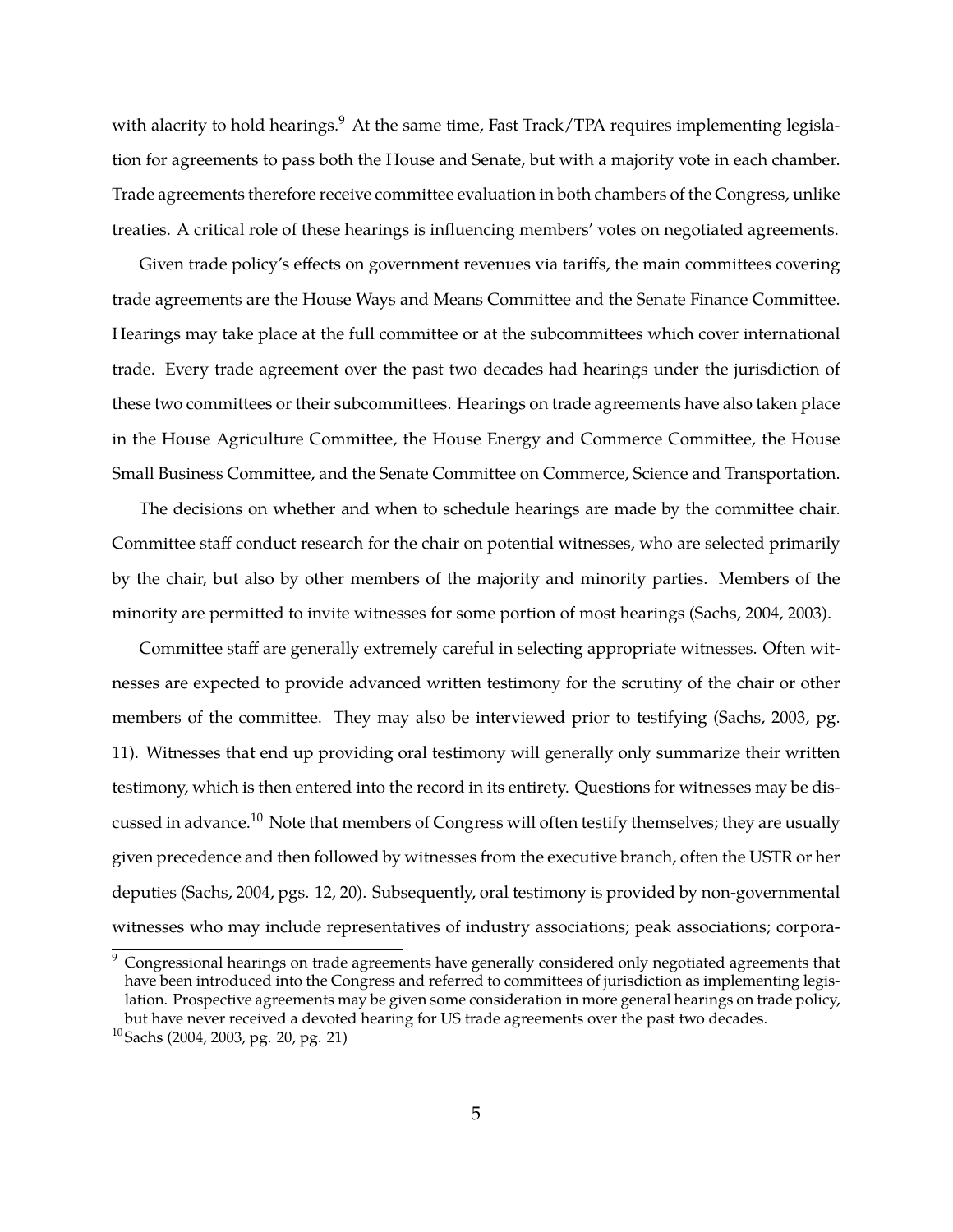with alacrity to hold hearings.[9] At the same time, Fast Track/TPA requires implementing legislation for agreements to pass both the House and Senate, but with a majority vote in each chamber. Trade agreements therefore receive committee evaluation in both chambers of the Congress, unlike treaties. A critical role of these hearings is influencing members' votes on negotiated agreements.

Given trade policy's effects on government revenues via tariffs, the main committees covering trade agreements are the House Ways and Means Committee and the Senate Finance Committee. Hearings may take place at the full committee or at the subcommittees which cover international trade. Every trade agreement over the past two decades had hearings under the jurisdiction of these two committees or their subcommittees. Hearings on trade agreements have also taken place in the House Agriculture Committee, the House Energy and Commerce Committee, the House Small Business Committee, and the Senate Committee on Commerce, Science and Transportation.

The decisions on whether and when to schedule hearings are made by the committee chair. Committee staff conduct research for the chair on potential witnesses, who are selected primarily by the chair, but also by other members of the majority and minority parties. Members of the minority are permitted to invite witnesses for some portion of most hearings (Sachs, 2004, 2003).

Committee staff are generally extremely careful in selecting appropriate witnesses. Often witnesses are expected to provide advanced written testimony for the scrutiny of the chair or other members of the committee. They may also be interviewed prior to testifying (Sachs, 2003, pg. 11). Witnesses that end up providing oral testimony will generally only summarize their written testimony, which is then entered into the record in its entirety. Questions for witnesses may be discussed in advance.[10] Note that members of Congress will often testify themselves; they are usually given precedence and then followed by witnesses from the executive branch, often the USTR or her deputies (Sachs, 2004, pgs. 12, 20). Subsequently, oral testimony is provided by non-governmental witnesses who may include representatives of industry associations; peak associations; corpora-

[9] Congressional hearings on trade agreements have generally considered only negotiated agreements that have been introduced into the Congress and referred to committees of jurisdiction as implementing legislation. Prospective agreements may be given some consideration in more general hearings on trade policy, but have never received a devoted hearing for US trade agreements over the past two decades.

[10] Sachs (2004, 2003, pg. 20, pg. 21)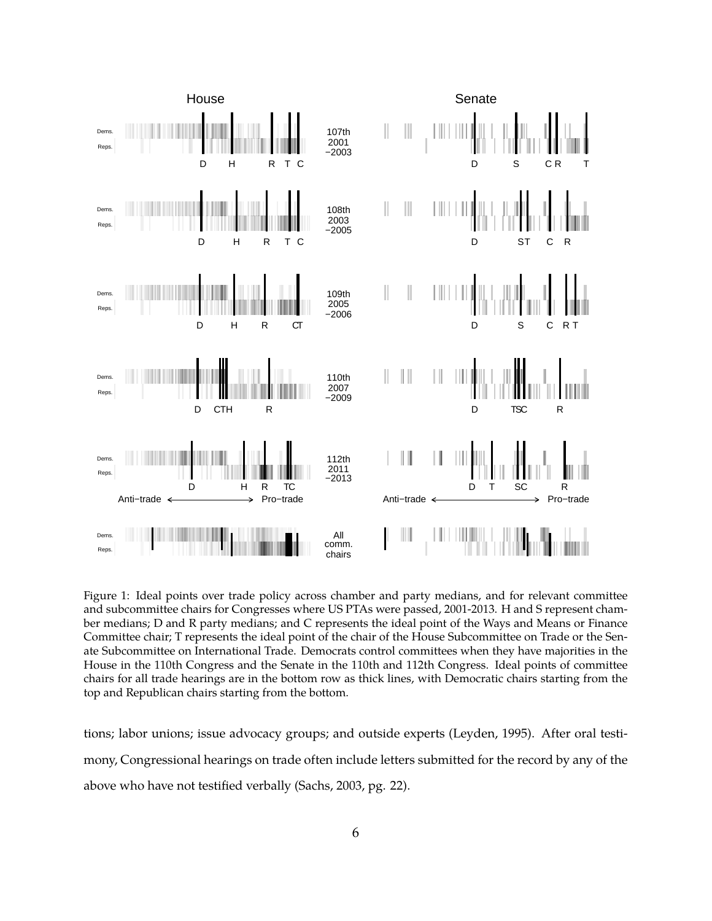Figure 1: Ideal points over trade policy across chamber and party medians, and for relevant committee and subcommittee chairs for Congresses where US PTAs were passed, 2001-2013. H and S represent chamber medians; D and R party medians; and C represents the ideal point of the Ways and Means or Finance Committee chair; T represents the ideal point of the chair of the House Subcommittee on Trade or the Senate Subcommittee on International Trade. Democrats control committees when they have majorities in the House in the 110th Congress and the Senate in the 110th and 112th Congress. Ideal points of committee chairs for all trade hearings are in the bottom row as thick lines, with Democratic chairs starting from the top and Republican chairs starting from the bottom.

tions; labor unions; issue advocacy groups; and outside experts (Leyden, 1995). After oral testimony, Congressional hearings on trade often include letters submitted for the record by any of the above who have not testified verbally (Sachs, 2003, pg. 22).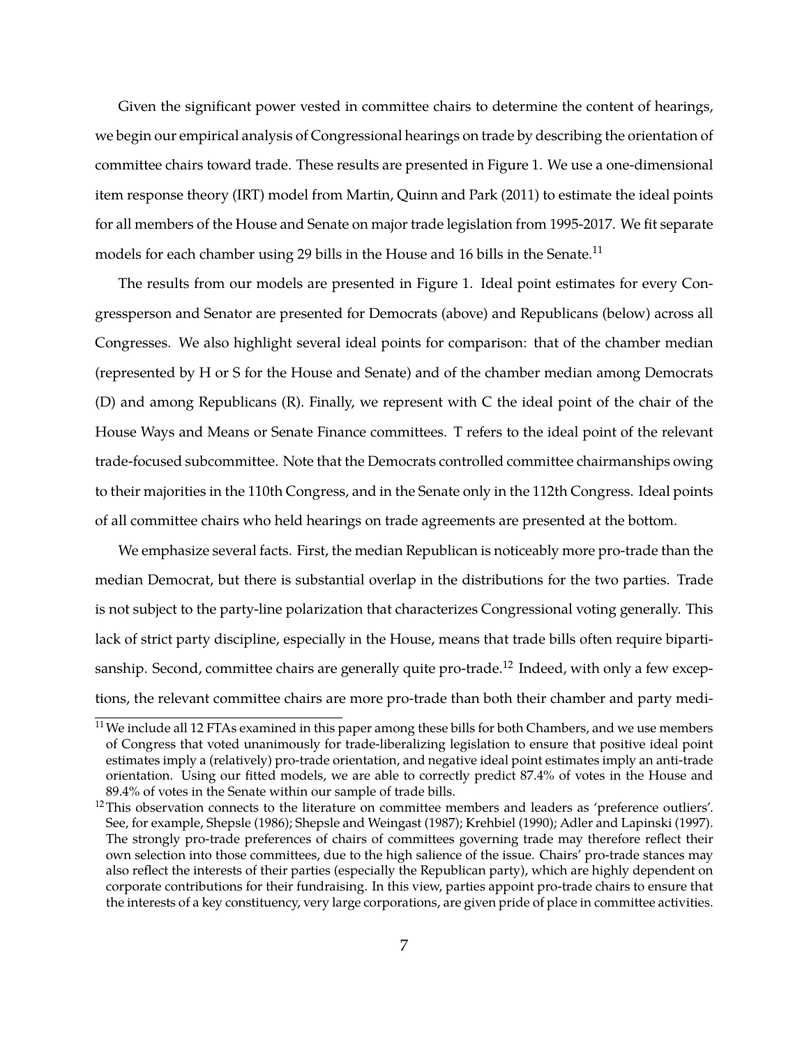Given the significant power vested in committee chairs to determine the content of hearings, we begin our empirical analysis of Congressional hearings on trade by describing the orientation of committee chairs toward trade. These results are presented in Figure 1. We use a one-dimensional item response theory (IRT) model from Martin, Quinn and Park (2011) to estimate the ideal points for all members of the House and Senate on major trade legislation from 1995-2017. We fit separate models for each chamber using 29 bills in the House and 16 bills in the Senate.[11]

The results from our models are presented in Figure 1. Ideal point estimates for every Congressperson and Senator are presented for Democrats (above) and Republicans (below) across all Congresses. We also highlight several ideal points for comparison: that of the chamber median (represented by H or S for the House and Senate) and of the chamber median among Democrats (D) and among Republicans (R). Finally, we represent with C the ideal point of the chair of the House Ways and Means or Senate Finance committees. T refers to the ideal point of the relevant trade-focused subcommittee. Note that the Democrats controlled committee chairmanships owing to their majorities in the 110th Congress, and in the Senate only in the 112th Congress. Ideal points of all committee chairs who held hearings on trade agreements are presented at the bottom.

We emphasize several facts. First, the median Republican is noticeably more pro-trade than the median Democrat, but there is substantial overlap in the distributions for the two parties. Trade is not subject to the party-line polarization that characterizes Congressional voting generally. This lack of strict party discipline, especially in the House, means that trade bills often require bipartisanship. Second, committee chairs are generally quite pro-trade.[12] Indeed, with only a few exceptions, the relevant committee chairs are more pro-trade than both their chamber and party medi-

[11] We include all 12 FTAs examined in this paper among these bills for both Chambers, and we use members of Congress that voted unanimously for trade-liberalizing legislation to ensure that positive ideal point estimates imply a (relatively) pro-trade orientation, and negative ideal point estimates imply an anti-trade orientation. Using our fitted models, we are able to correctly predict 87.4% of votes in the House and 89.4% of votes in the Senate within our sample of trade bills.

[12] This observation connects to the literature on committee members and leaders as 'preference outliers'. See, for example, Shepsle (1986); Shepsle and Weingast (1987); Krehbiel (1990); Adler and Lapinski (1997). The strongly pro-trade preferences of chairs of committees governing trade may therefore reflect their own selection into those committees, due to the high salience of the issue. Chairs' pro-trade stances may also reflect the interests of their parties (especially the Republican party), which are highly dependent on corporate contributions for their fundraising. In this view, parties appoint pro-trade chairs to ensure that the interests of a key constituency, very large corporations, are given pride of place in committee activities.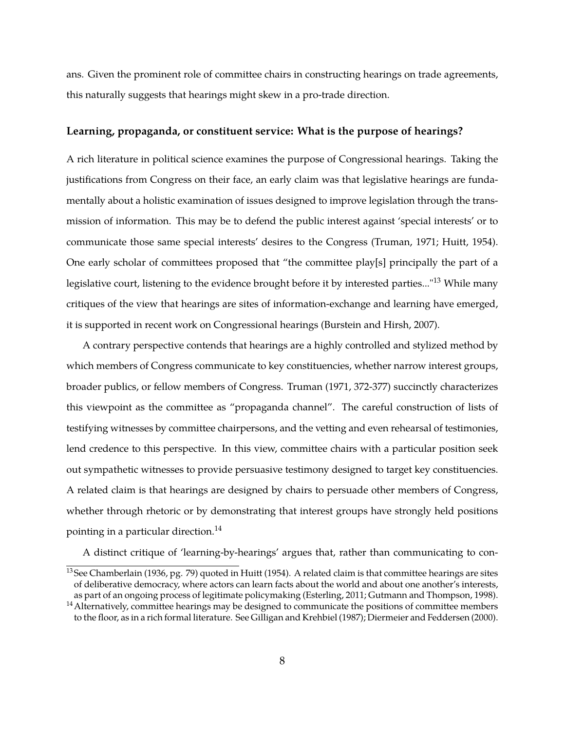ans. Given the prominent role of committee chairs in constructing hearings on trade agreements, this naturally suggests that hearings might skew in a pro-trade direction.

### Learning, propaganda, or constituent service: What is the purpose of hearings?

A rich literature in political science examines the purpose of Congressional hearings. Taking the justifications from Congress on their face, an early claim was that legislative hearings are fundamentally about a holistic examination of issues designed to improve legislation through the transmission of information. This may be to defend the public interest against 'special interests' or to communicate those same special interests' desires to the Congress (Truman, 1971; Huitt, 1954). One early scholar of committees proposed that "the committee play[s] principally the part of a legislative court, listening to the evidence brought before it by interested parties..."[13] While many critiques of the view that hearings are sites of information-exchange and learning have emerged, it is supported in recent work on Congressional hearings (Burstein and Hirsh, 2007).

A contrary perspective contends that hearings are a highly controlled and stylized method by which members of Congress communicate to key constituencies, whether narrow interest groups, broader publics, or fellow members of Congress. Truman (1971, 372-377) succinctly characterizes this viewpoint as the committee as "propaganda channel". The careful construction of lists of testifying witnesses by committee chairpersons, and the vetting and even rehearsal of testimonies, lend credence to this perspective. In this view, committee chairs with a particular position seek out sympathetic witnesses to provide persuasive testimony designed to target key constituencies. A related claim is that hearings are designed by chairs to persuade other members of Congress, whether through rhetoric or by demonstrating that interest groups have strongly held positions pointing in a particular direction.[14]

A distinct critique of 'learning-by-hearings' argues that, rather than communicating to con-

[13] See Chamberlain (1936, pg. 79) quoted in Huitt (1954). A related claim is that committee hearings are sites of deliberative democracy, where actors can learn facts about the world and about one another's interests, as part of an ongoing process of legitimate policymaking (Esterling, 2011; Gutmann and Thompson, 1998).

[14] Alternatively, committee hearings may be designed to communicate the positions of committee members to the floor, as in a rich formal literature. See Gilligan and Krehbiel (1987); Diermeier and Feddersen (2000).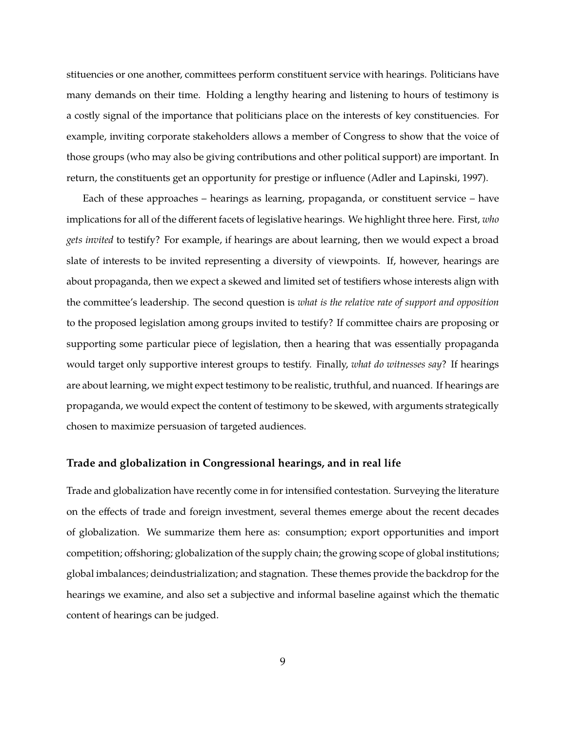stituencies or one another, committees perform constituent service with hearings. Politicians have many demands on their time. Holding a lengthy hearing and listening to hours of testimony is a costly signal of the importance that politicians place on the interests of key constituencies. For example, inviting corporate stakeholders allows a member of Congress to show that the voice of those groups (who may also be giving contributions and other political support) are important. In return, the constituents get an opportunity for prestige or influence (Adler and Lapinski, 1997).

Each of these approaches – hearings as learning, propaganda, or constituent service – have implications for all of the different facets of legislative hearings. We highlight three here. First, *who gets invited* to testify? For example, if hearings are about learning, then we would expect a broad slate of interests to be invited representing a diversity of viewpoints. If, however, hearings are about propaganda, then we expect a skewed and limited set of testifiers whose interests align with the committee's leadership. The second question is *what is the relative rate of support and opposition* to the proposed legislation among groups invited to testify? If committee chairs are proposing or supporting some particular piece of legislation, then a hearing that was essentially propaganda would target only supportive interest groups to testify. Finally, *what do witnesses say*? If hearings are about learning, we might expect testimony to be realistic, truthful, and nuanced. If hearings are propaganda, we would expect the content of testimony to be skewed, with arguments strategically chosen to maximize persuasion of targeted audiences.

### Trade and globalization in Congressional hearings, and in real life

Trade and globalization have recently come in for intensified contestation. Surveying the literature on the effects of trade and foreign investment, several themes emerge about the recent decades of globalization. We summarize them here as: consumption; export opportunities and import competition; offshoring; globalization of the supply chain; the growing scope of global institutions; global imbalances; deindustrialization; and stagnation. These themes provide the backdrop for the hearings we examine, and also set a subjective and informal baseline against which the thematic content of hearings can be judged.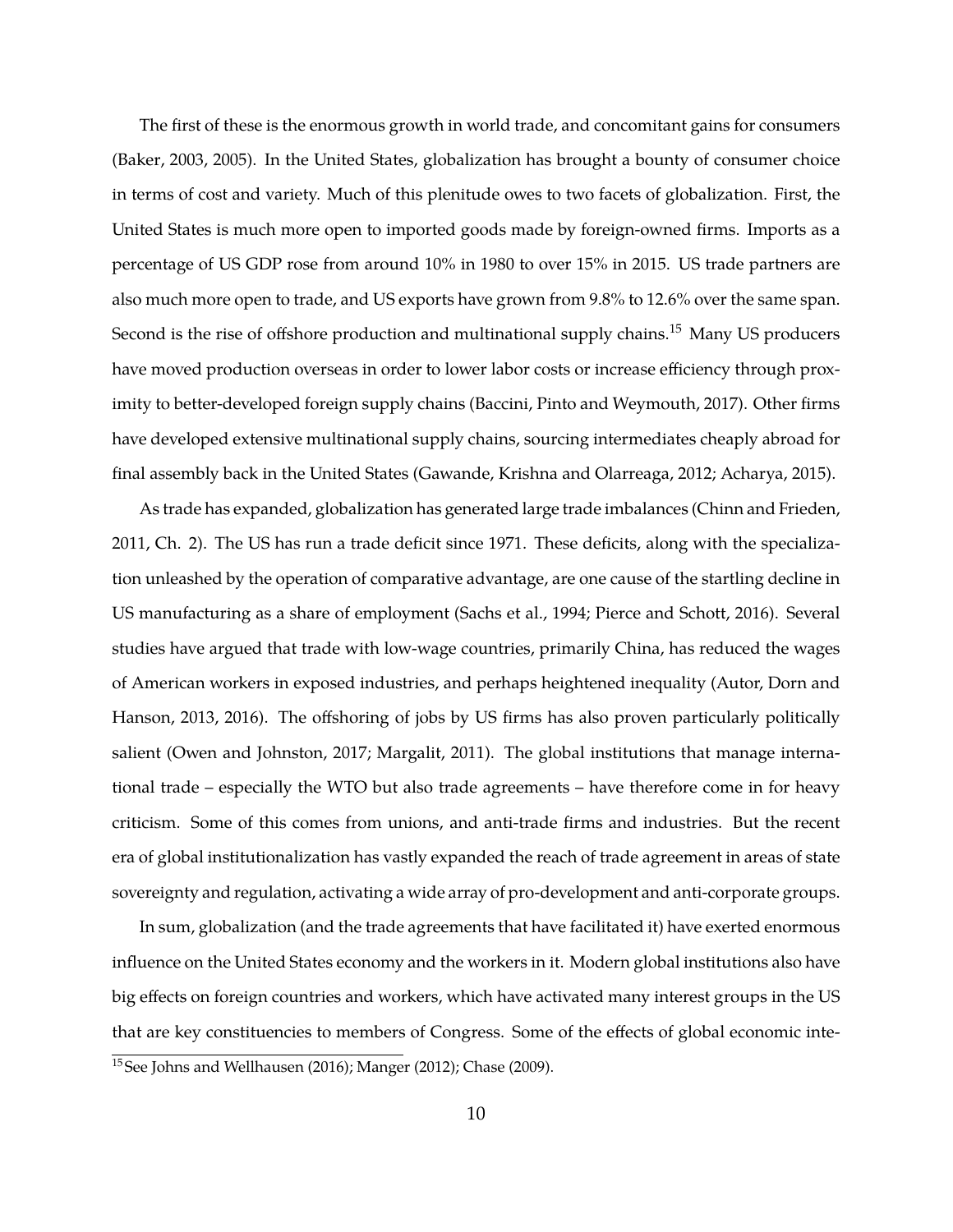The first of these is the enormous growth in world trade, and concomitant gains for consumers (Baker, 2003, 2005). In the United States, globalization has brought a bounty of consumer choice in terms of cost and variety. Much of this plenitude owes to two facets of globalization. First, the United States is much more open to imported goods made by foreign-owned firms. Imports as a percentage of US GDP rose from around 10% in 1980 to over 15% in 2015. US trade partners are also much more open to trade, and US exports have grown from 9.8% to 12.6% over the same span. Second is the rise of offshore production and multinational supply chains.[15] Many US producers have moved production overseas in order to lower labor costs or increase efficiency through proximity to better-developed foreign supply chains (Baccini, Pinto and Weymouth, 2017). Other firms have developed extensive multinational supply chains, sourcing intermediates cheaply abroad for final assembly back in the United States (Gawande, Krishna and Olarreaga, 2012; Acharya, 2015).

As trade has expanded, globalization has generated large trade imbalances (Chinn and Frieden, 2011, Ch. 2). The US has run a trade deficit since 1971. These deficits, along with the specialization unleashed by the operation of comparative advantage, are one cause of the startling decline in US manufacturing as a share of employment (Sachs et al., 1994; Pierce and Schott, 2016). Several studies have argued that trade with low-wage countries, primarily China, has reduced the wages of American workers in exposed industries, and perhaps heightened inequality (Autor, Dorn and Hanson, 2013, 2016). The offshoring of jobs by US firms has also proven particularly politically salient (Owen and Johnston, 2017; Margalit, 2011). The global institutions that manage international trade – especially the WTO but also trade agreements – have therefore come in for heavy criticism. Some of this comes from unions, and anti-trade firms and industries. But the recent era of global institutionalization has vastly expanded the reach of trade agreement in areas of state sovereignty and regulation, activating a wide array of pro-development and anti-corporate groups.

In sum, globalization (and the trade agreements that have facilitated it) have exerted enormous influence on the United States economy and the workers in it. Modern global institutions also have big effects on foreign countries and workers, which have activated many interest groups in the US that are key constituencies to members of Congress. Some of the effects of global economic inte-

[15] See Johns and Wellhausen (2016); Manger (2012); Chase (2009).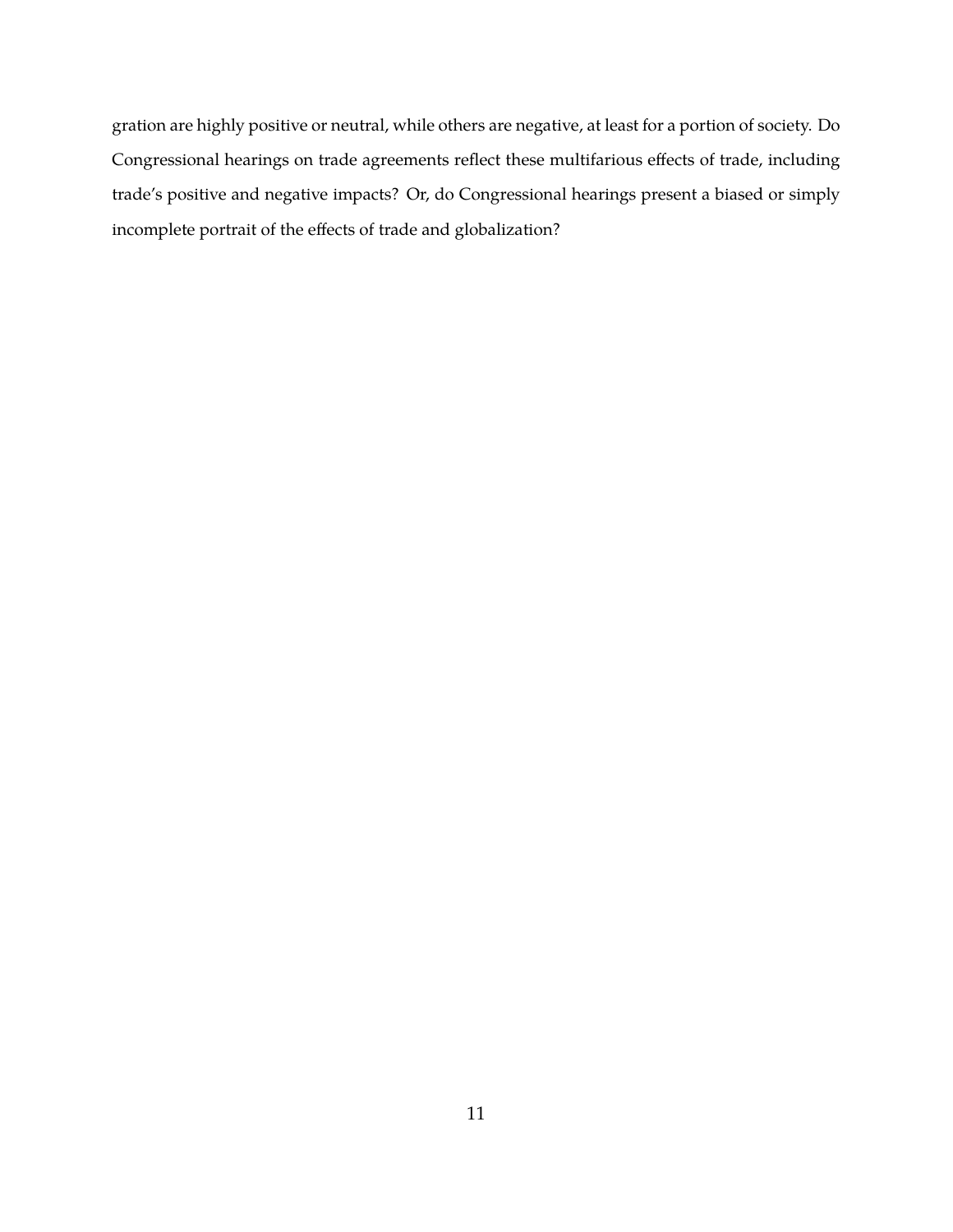gration are highly positive or neutral, while others are negative, at least for a portion of society. Do Congressional hearings on trade agreements reflect these multifarious effects of trade, including trade's positive and negative impacts? Or, do Congressional hearings present a biased or simply incomplete portrait of the effects of trade and globalization?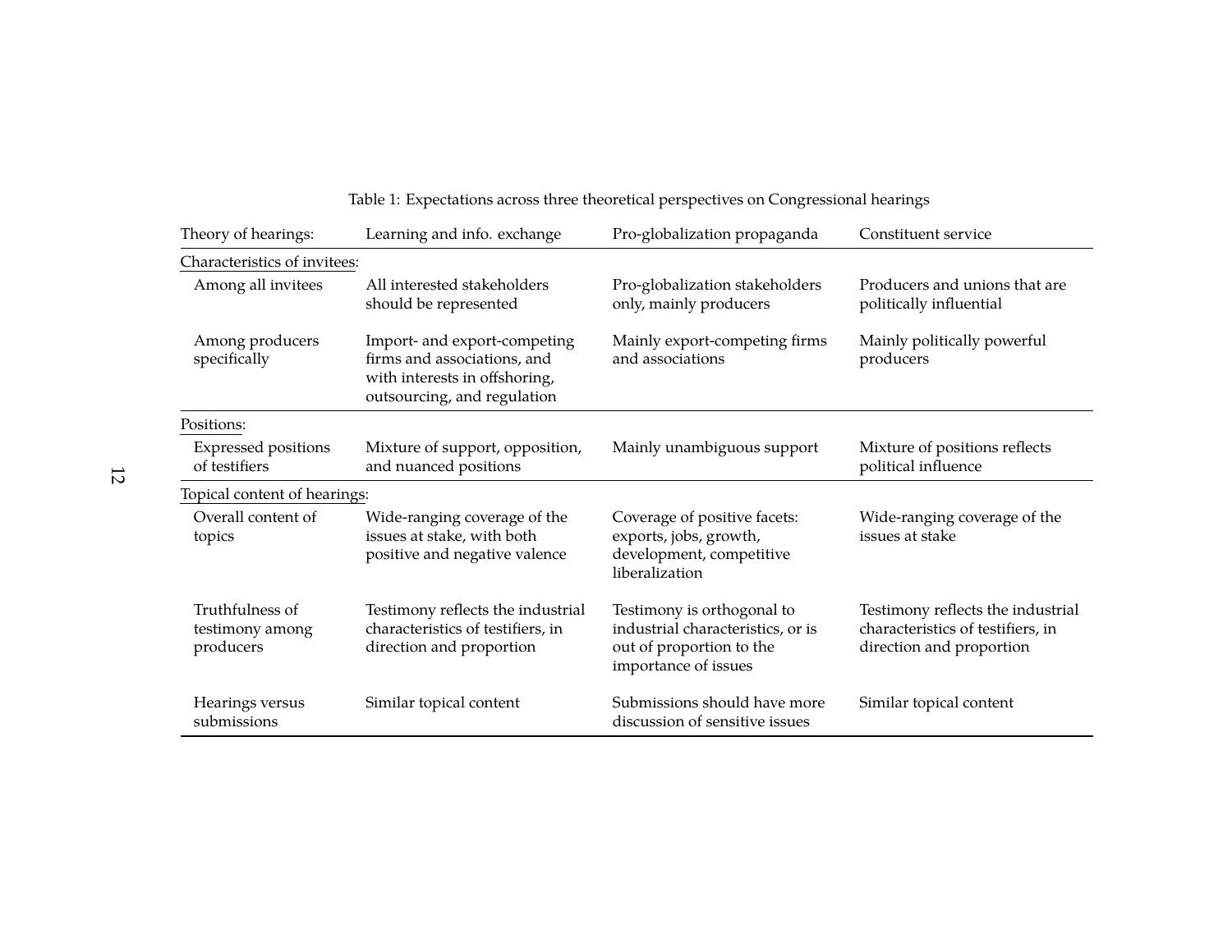Table 1: Expectations across three theoretical perspectives on Congressional hearings

| Theory of hearings: | Learning and info. exchange | Pro-globalization propaganda | Constituent service |
|---|---|---|---|
| Characteristics of invitees: | | | |
| Among all invitees | All interested stakeholders should be represented | Pro-globalization stakeholders only, mainly producers | Producers and unions that are politically influential |
| Among producers specifically | Import- and export-competing firms and associations, and with interests in offshoring, outsourcing, and regulation | Mainly export-competing firms and associations | Mainly politically powerful producers |
| Positions: | | | |
| Expressed positions of testifiers | Mixture of support, opposition, and nuanced positions | Mainly unambiguous support | Mixture of positions reflects political influence |
| Topical content of hearings: | | | |
| Overall content of topics | Wide-ranging coverage of the issues at stake, with both positive and negative valence | Coverage of positive facets: exports, jobs, growth, development, competitive liberalization | Wide-ranging coverage of the issues at stake |
| Truthfulness of testimony among producers | Testimony reflects the industrial characteristics of testifiers, in direction and proportion | Testimony is orthogonal to industrial characteristics, or is out of proportion to the importance of issues | Testimony reflects the industrial characteristics of testifiers, in direction and proportion |
| Hearings versus submissions | Similar topical content | Submissions should have more discussion of sensitive issues | Similar topical content |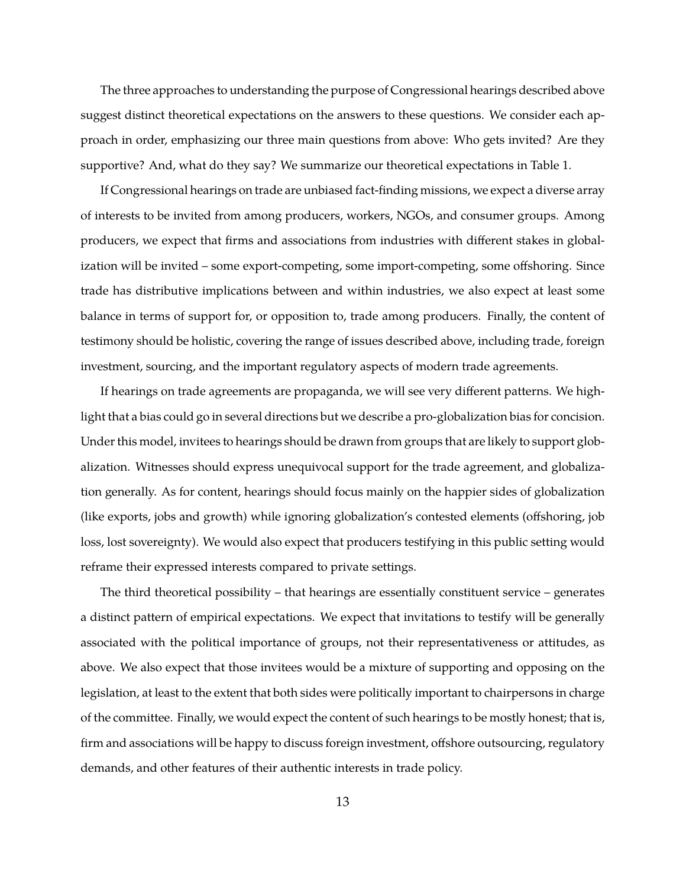The three approaches to understanding the purpose of Congressional hearings described above suggest distinct theoretical expectations on the answers to these questions. We consider each approach in order, emphasizing our three main questions from above: Who gets invited? Are they supportive? And, what do they say? We summarize our theoretical expectations in Table 1.

If Congressional hearings on trade are unbiased fact-finding missions, we expect a diverse array of interests to be invited from among producers, workers, NGOs, and consumer groups. Among producers, we expect that firms and associations from industries with different stakes in globalization will be invited – some export-competing, some import-competing, some offshoring. Since trade has distributive implications between and within industries, we also expect at least some balance in terms of support for, or opposition to, trade among producers. Finally, the content of testimony should be holistic, covering the range of issues described above, including trade, foreign investment, sourcing, and the important regulatory aspects of modern trade agreements.

If hearings on trade agreements are propaganda, we will see very different patterns. We highlight that a bias could go in several directions but we describe a pro-globalization bias for concision. Under this model, invitees to hearings should be drawn from groups that are likely to support globalization. Witnesses should express unequivocal support for the trade agreement, and globalization generally. As for content, hearings should focus mainly on the happier sides of globalization (like exports, jobs and growth) while ignoring globalization's contested elements (offshoring, job loss, lost sovereignty). We would also expect that producers testifying in this public setting would reframe their expressed interests compared to private settings.

The third theoretical possibility – that hearings are essentially constituent service – generates a distinct pattern of empirical expectations. We expect that invitations to testify will be generally associated with the political importance of groups, not their representativeness or attitudes, as above. We also expect that those invitees would be a mixture of supporting and opposing on the legislation, at least to the extent that both sides were politically important to chairpersons in charge of the committee. Finally, we would expect the content of such hearings to be mostly honest; that is, firm and associations will be happy to discuss foreign investment, offshore outsourcing, regulatory demands, and other features of their authentic interests in trade policy.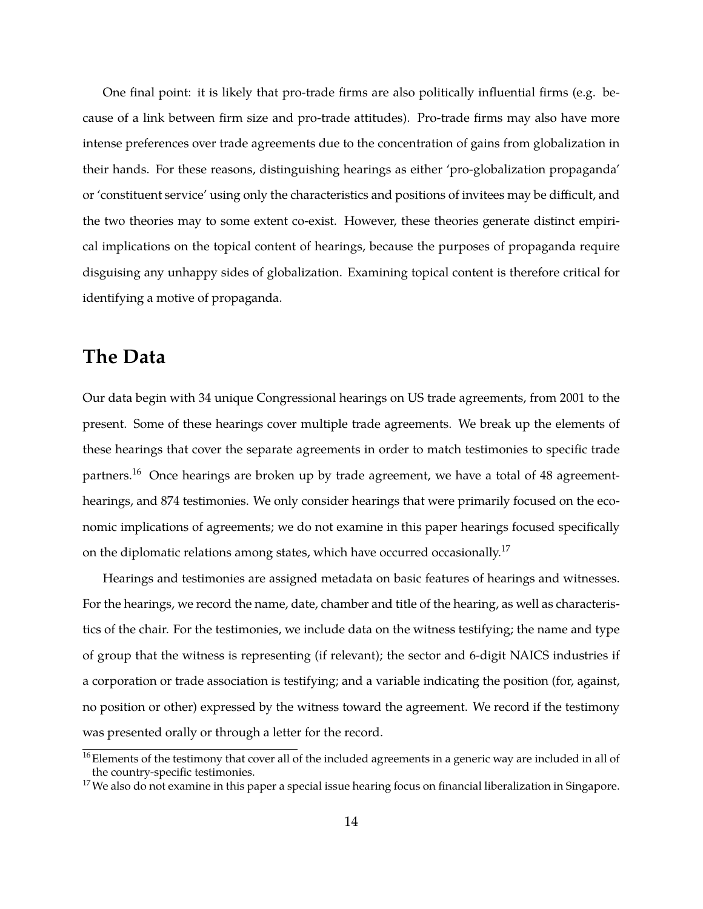One final point: it is likely that pro-trade firms are also politically influential firms (e.g. because of a link between firm size and pro-trade attitudes). Pro-trade firms may also have more intense preferences over trade agreements due to the concentration of gains from globalization in their hands. For these reasons, distinguishing hearings as either 'pro-globalization propaganda' or 'constituent service' using only the characteristics and positions of invitees may be difficult, and the two theories may to some extent co-exist. However, these theories generate distinct empirical implications on the topical content of hearings, because the purposes of propaganda require disguising any unhappy sides of globalization. Examining topical content is therefore critical for identifying a motive of propaganda.

## The Data

Our data begin with 34 unique Congressional hearings on US trade agreements, from 2001 to the present. Some of these hearings cover multiple trade agreements. We break up the elements of these hearings that cover the separate agreements in order to match testimonies to specific trade partners.[16] Once hearings are broken up by trade agreement, we have a total of 48 agreement-hearings, and 874 testimonies. We only consider hearings that were primarily focused on the economic implications of agreements; we do not examine in this paper hearings focused specifically on the diplomatic relations among states, which have occurred occasionally.[17]

Hearings and testimonies are assigned metadata on basic features of hearings and witnesses. For the hearings, we record the name, date, chamber and title of the hearing, as well as characteristics of the chair. For the testimonies, we include data on the witness testifying; the name and type of group that the witness is representing (if relevant); the sector and 6-digit NAICS industries if a corporation or trade association is testifying; and a variable indicating the position (for, against, no position or other) expressed by the witness toward the agreement. We record if the testimony was presented orally or through a letter for the record.

[16] Elements of the testimony that cover all of the included agreements in a generic way are included in all of the country-specific testimonies.

[17] We also do not examine in this paper a special issue hearing focus on financial liberalization in Singapore.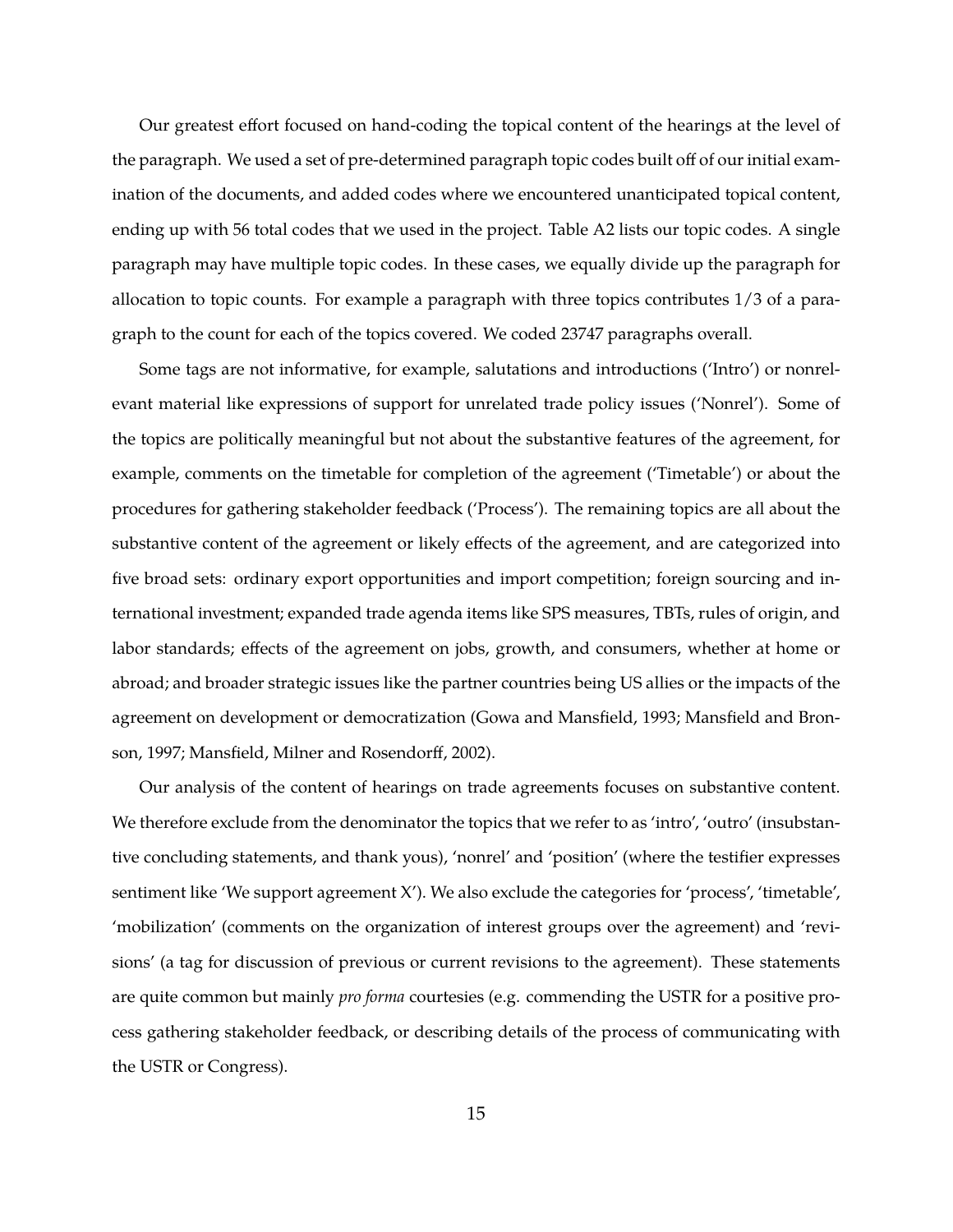Our greatest effort focused on hand-coding the topical content of the hearings at the level of the paragraph. We used a set of pre-determined paragraph topic codes built off of our initial examination of the documents, and added codes where we encountered unanticipated topical content, ending up with 56 total codes that we used in the project. Table A2 lists our topic codes. A single paragraph may have multiple topic codes. In these cases, we equally divide up the paragraph for allocation to topic counts. For example a paragraph with three topics contributes 1/3 of a paragraph to the count for each of the topics covered. We coded 23747 paragraphs overall.

Some tags are not informative, for example, salutations and introductions ('Intro') or nonrelevant material like expressions of support for unrelated trade policy issues ('Nonrel'). Some of the topics are politically meaningful but not about the substantive features of the agreement, for example, comments on the timetable for completion of the agreement ('Timetable') or about the procedures for gathering stakeholder feedback ('Process'). The remaining topics are all about the substantive content of the agreement or likely effects of the agreement, and are categorized into five broad sets: ordinary export opportunities and import competition; foreign sourcing and international investment; expanded trade agenda items like SPS measures, TBTs, rules of origin, and labor standards; effects of the agreement on jobs, growth, and consumers, whether at home or abroad; and broader strategic issues like the partner countries being US allies or the impacts of the agreement on development or democratization (Gowa and Mansfield, 1993; Mansfield and Bronson, 1997; Mansfield, Milner and Rosendorff, 2002).

Our analysis of the content of hearings on trade agreements focuses on substantive content. We therefore exclude from the denominator the topics that we refer to as 'intro', 'outro' (insubstantive concluding statements, and thank yous), 'nonrel' and 'position' (where the testifier expresses sentiment like 'We support agreement X'). We also exclude the categories for 'process', 'timetable', 'mobilization' (comments on the organization of interest groups over the agreement) and 'revisions' (a tag for discussion of previous or current revisions to the agreement). These statements are quite common but mainly *pro forma* courtesies (e.g. commending the USTR for a positive process gathering stakeholder feedback, or describing details of the process of communicating with the USTR or Congress).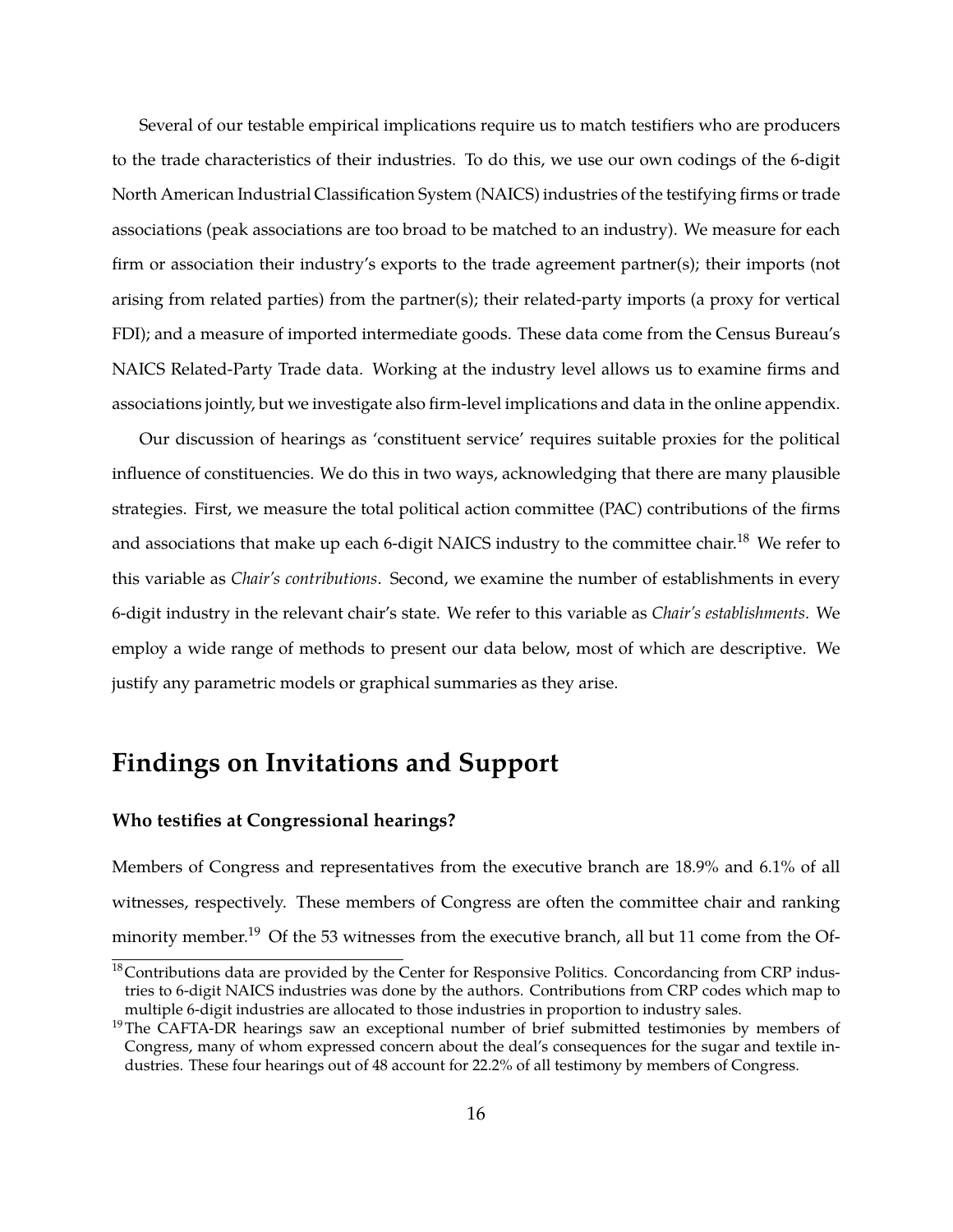Several of our testable empirical implications require us to match testifiers who are producers to the trade characteristics of their industries. To do this, we use our own codings of the 6-digit North American Industrial Classification System (NAICS) industries of the testifying firms or trade associations (peak associations are too broad to be matched to an industry). We measure for each firm or association their industry's exports to the trade agreement partner(s); their imports (not arising from related parties) from the partner(s); their related-party imports (a proxy for vertical FDI); and a measure of imported intermediate goods. These data come from the Census Bureau's NAICS Related-Party Trade data. Working at the industry level allows us to examine firms and associations jointly, but we investigate also firm-level implications and data in the online appendix.

Our discussion of hearings as 'constituent service' requires suitable proxies for the political influence of constituencies. We do this in two ways, acknowledging that there are many plausible strategies. First, we measure the total political action committee (PAC) contributions of the firms and associations that make up each 6-digit NAICS industry to the committee chair.[18] We refer to this variable as *Chair's contributions*. Second, we examine the number of establishments in every 6-digit industry in the relevant chair's state. We refer to this variable as *Chair's establishments*. We employ a wide range of methods to present our data below, most of which are descriptive. We justify any parametric models or graphical summaries as they arise.

# Findings on Invitations and Support

### Who testifies at Congressional hearings?

Members of Congress and representatives from the executive branch are 18.9% and 6.1% of all witnesses, respectively. These members of Congress are often the committee chair and ranking minority member.[19] Of the 53 witnesses from the executive branch, all but 11 come from the Of-

[18] Contributions data are provided by the Center for Responsive Politics. Concordancing from CRP industries to 6-digit NAICS industries was done by the authors. Contributions from CRP codes which map to multiple 6-digit industries are allocated to those industries in proportion to industry sales.

[19] The CAFTA-DR hearings saw an exceptional number of brief submitted testimonies by members of Congress, many of whom expressed concern about the deal's consequences for the sugar and textile industries. These four hearings out of 48 account for 22.2% of all testimony by members of Congress.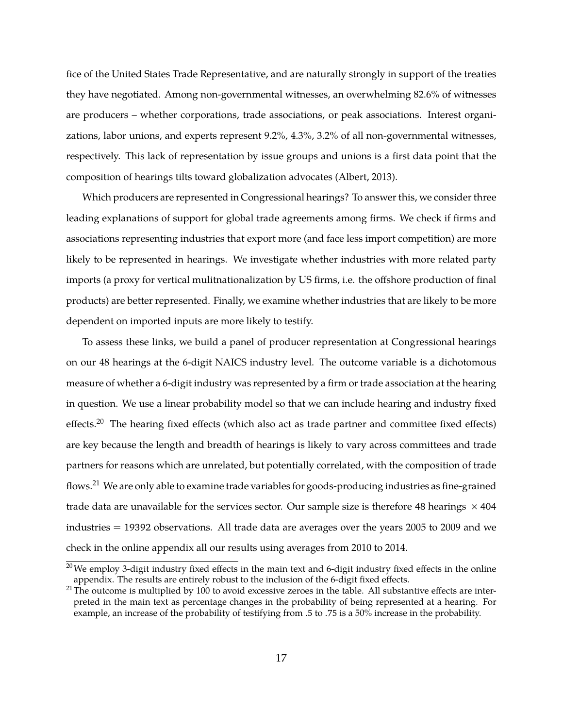fice of the United States Trade Representative, and are naturally strongly in support of the treaties they have negotiated. Among non-governmental witnesses, an overwhelming 82.6% of witnesses are producers – whether corporations, trade associations, or peak associations. Interest organizations, labor unions, and experts represent 9.2%, 4.3%, 3.2% of all non-governmental witnesses, respectively. This lack of representation by issue groups and unions is a first data point that the composition of hearings tilts toward globalization advocates (Albert, 2013).

Which producers are represented in Congressional hearings? To answer this, we consider three leading explanations of support for global trade agreements among firms. We check if firms and associations representing industries that export more (and face less import competition) are more likely to be represented in hearings. We investigate whether industries with more related party imports (a proxy for vertical mulitnationalization by US firms, i.e. the offshore production of final products) are better represented. Finally, we examine whether industries that are likely to be more dependent on imported inputs are more likely to testify.

To assess these links, we build a panel of producer representation at Congressional hearings on our 48 hearings at the 6-digit NAICS industry level. The outcome variable is a dichotomous measure of whether a 6-digit industry was represented by a firm or trade association at the hearing in question. We use a linear probability model so that we can include hearing and industry fixed effects.[20] The hearing fixed effects (which also act as trade partner and committee fixed effects) are key because the length and breadth of hearings is likely to vary across committees and trade partners for reasons which are unrelated, but potentially correlated, with the composition of trade flows.[21] We are only able to examine trade variables for goods-producing industries as fine-grained trade data are unavailable for the services sector. Our sample size is therefore 48 hearings $\times$ 404 industries = 19392 observations. All trade data are averages over the years 2005 to 2009 and we check in the online appendix all our results using averages from 2010 to 2014.

[20] We employ 3-digit industry fixed effects in the main text and 6-digit industry fixed effects in the online appendix. The results are entirely robust to the inclusion of the 6-digit fixed effects.

[21] The outcome is multiplied by 100 to avoid excessive zeroes in the table. All substantive effects are interpreted in the main text as percentage changes in the probability of being represented at a hearing. For example, an increase of the probability of testifying from .5 to .75 is a 50% increase in the probability.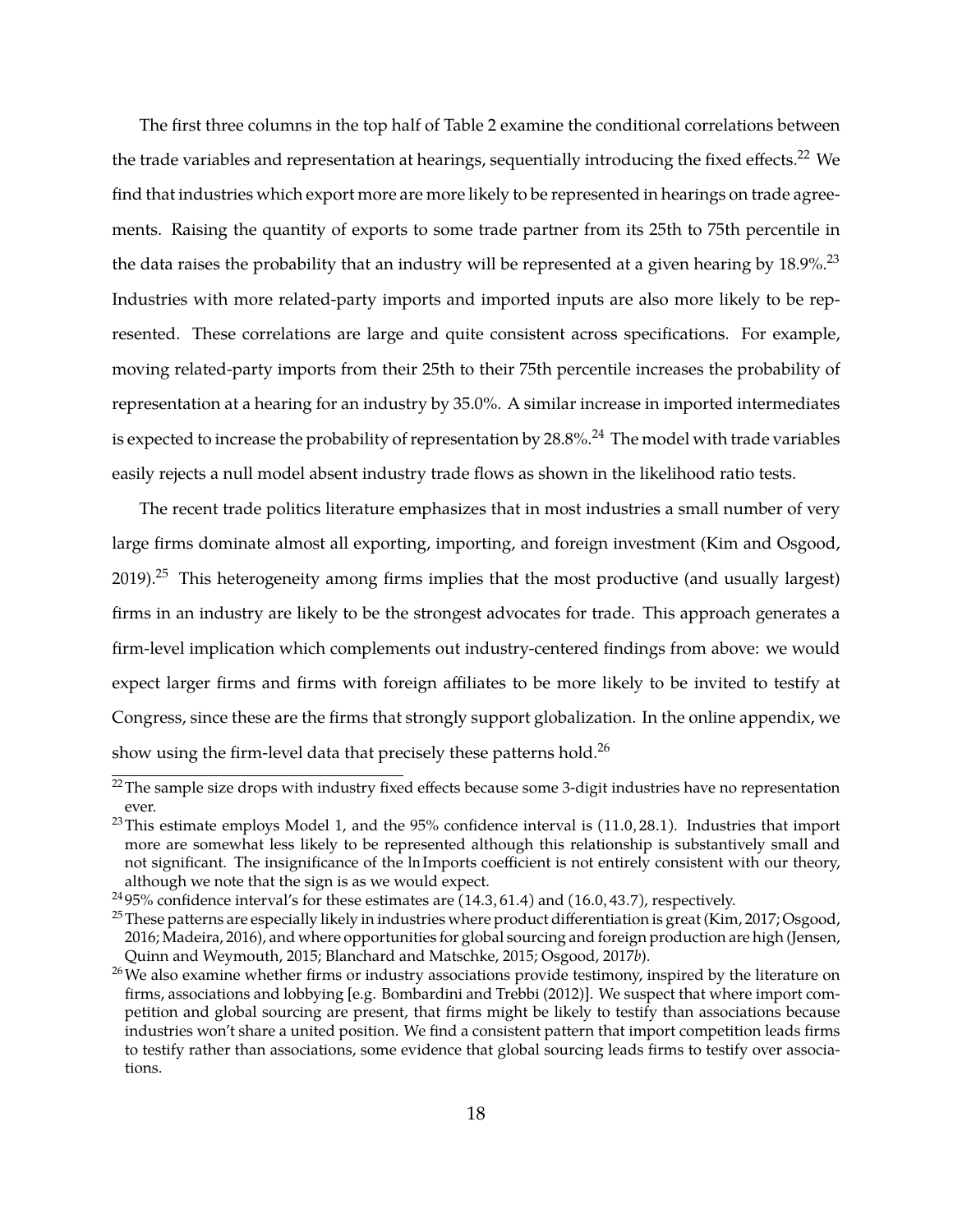The first three columns in the top half of Table 2 examine the conditional correlations between the trade variables and representation at hearings, sequentially introducing the fixed effects.[22] We find that industries which export more are more likely to be represented in hearings on trade agreements. Raising the quantity of exports to some trade partner from its 25th to 75th percentile in the data raises the probability that an industry will be represented at a given hearing by 18.9%.[23] Industries with more related-party imports and imported inputs are also more likely to be represented. These correlations are large and quite consistent across specifications. For example, moving related-party imports from their 25th to their 75th percentile increases the probability of representation at a hearing for an industry by 35.0%. A similar increase in imported intermediates is expected to increase the probability of representation by 28.8%.[24] The model with trade variables easily rejects a null model absent industry trade flows as shown in the likelihood ratio tests.

The recent trade politics literature emphasizes that in most industries a small number of very large firms dominate almost all exporting, importing, and foreign investment (Kim and Osgood, 2019).[25] This heterogeneity among firms implies that the most productive (and usually largest) firms in an industry are likely to be the strongest advocates for trade. This approach generates a firm-level implication which complements out industry-centered findings from above: we would expect larger firms and firms with foreign affiliates to be more likely to be invited to testify at Congress, since these are the firms that strongly support globalization. In the online appendix, we show using the firm-level data that precisely these patterns hold.[26]

[22] The sample size drops with industry fixed effects because some 3-digit industries have no representation ever.

[23] This estimate employs Model 1, and the 95% confidence interval is (11.0, 28.1). Industries that import more are somewhat less likely to be represented although this relationship is substantively small and not significant. The insignificance of the ln Imports coefficient is not entirely consistent with our theory, although we note that the sign is as we would expect.

[24] 95% confidence interval's for these estimates are (14.3, 61.4) and (16.0, 43.7), respectively.

[25] These patterns are especially likely in industries where product differentiation is great (Kim, 2017; Osgood, 2016; Madeira, 2016), and where opportunities for global sourcing and foreign production are high (Jensen, Quinn and Weymouth, 2015; Blanchard and Matschke, 2015; Osgood, 2017*b*).

[26] We also examine whether firms or industry associations provide testimony, inspired by the literature on firms, associations and lobbying [e.g. Bombardini and Trebbi (2012)]. We suspect that where import competition and global sourcing are present, that firms might be likely to testify than associations because industries won't share a united position. We find a consistent pattern that import competition leads firms to testify rather than associations, some evidence that global sourcing leads firms to testify over associations.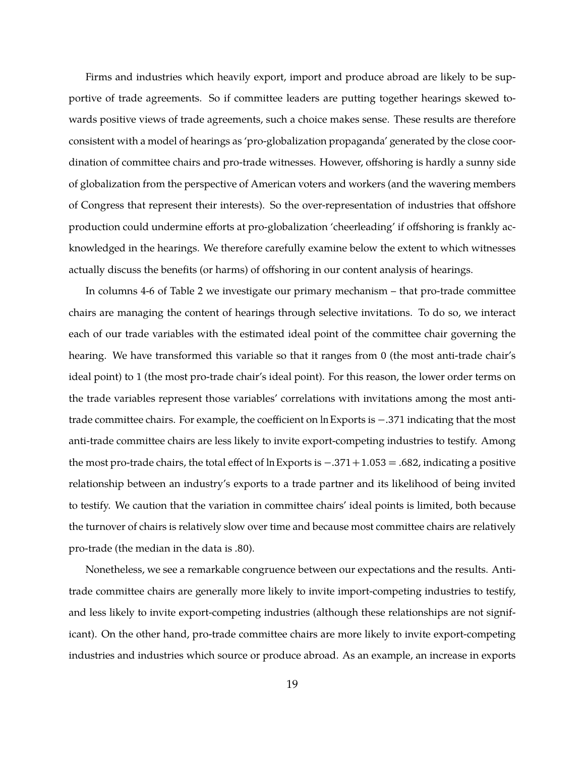Firms and industries which heavily export, import and produce abroad are likely to be supportive of trade agreements. So if committee leaders are putting together hearings skewed towards positive views of trade agreements, such a choice makes sense. These results are therefore consistent with a model of hearings as 'pro-globalization propaganda' generated by the close coordination of committee chairs and pro-trade witnesses. However, offshoring is hardly a sunny side of globalization from the perspective of American voters and workers (and the wavering members of Congress that represent their interests). So the over-representation of industries that offshore production could undermine efforts at pro-globalization 'cheerleading' if offshoring is frankly acknowledged in the hearings. We therefore carefully examine below the extent to which witnesses actually discuss the benefits (or harms) of offshoring in our content analysis of hearings.

In columns 4-6 of Table 2 we investigate our primary mechanism – that pro-trade committee chairs are managing the content of hearings through selective invitations. To do so, we interact each of our trade variables with the estimated ideal point of the committee chair governing the hearing. We have transformed this variable so that it ranges from 0 (the most anti-trade chair's ideal point) to 1 (the most pro-trade chair's ideal point). For this reason, the lower order terms on the trade variables represent those variables' correlations with invitations among the most anti-trade committee chairs. For example, the coefficient on $\ln \text{Exports}$ is $-.371$ indicating that the most anti-trade committee chairs are less likely to invite export-competing industries to testify. Among the most pro-trade chairs, the total effect of $\ln \text{Exports}$ is $-.371 + 1.053 = .682$, indicating a positive relationship between an industry's exports to a trade partner and its likelihood of being invited to testify. We caution that the variation in committee chairs' ideal points is limited, both because the turnover of chairs is relatively slow over time and because most committee chairs are relatively pro-trade (the median in the data is .80).

Nonetheless, we see a remarkable congruence between our expectations and the results. Anti-trade committee chairs are generally more likely to invite import-competing industries to testify, and less likely to invite export-competing industries (although these relationships are not significant). On the other hand, pro-trade committee chairs are more likely to invite export-competing industries and industries which source or produce abroad. As an example, an increase in exports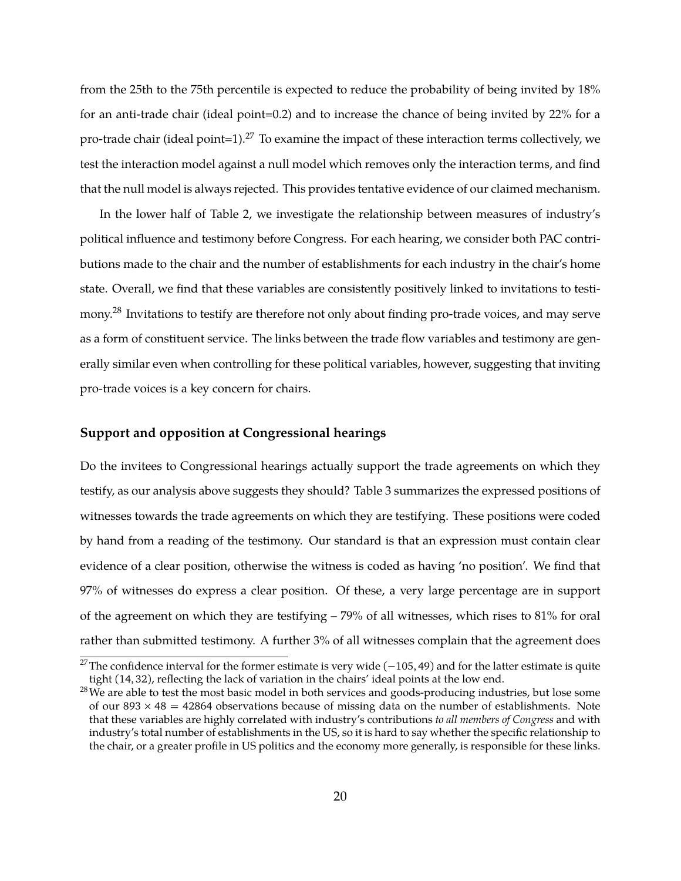from the 25th to the 75th percentile is expected to reduce the probability of being invited by 18% for an anti-trade chair (ideal point=0.2) and to increase the chance of being invited by 22% for a pro-trade chair (ideal point=1).[27] To examine the impact of these interaction terms collectively, we test the interaction model against a null model which removes only the interaction terms, and find that the null model is always rejected. This provides tentative evidence of our claimed mechanism.

In the lower half of Table 2, we investigate the relationship between measures of industry's political influence and testimony before Congress. For each hearing, we consider both PAC contributions made to the chair and the number of establishments for each industry in the chair's home state. Overall, we find that these variables are consistently positively linked to invitations to testimony.[28] Invitations to testify are therefore not only about finding pro-trade voices, and may serve as a form of constituent service. The links between the trade flow variables and testimony are generally similar even when controlling for these political variables, however, suggesting that inviting pro-trade voices is a key concern for chairs.

### Support and opposition at Congressional hearings

Do the invitees to Congressional hearings actually support the trade agreements on which they testify, as our analysis above suggests they should? Table 3 summarizes the expressed positions of witnesses towards the trade agreements on which they are testifying. These positions were coded by hand from a reading of the testimony. Our standard is that an expression must contain clear evidence of a clear position, otherwise the witness is coded as having 'no position'. We find that 97% of witnesses do express a clear position. Of these, a very large percentage are in support of the agreement on which they are testifying – 79% of all witnesses, which rises to 81% for oral rather than submitted testimony. A further 3% of all witnesses complain that the agreement does

[27] The confidence interval for the former estimate is very wide $(-105, 49)$ and for the latter estimate is quite tight $(14, 32)$, reflecting the lack of variation in the chairs' ideal points at the low end.

[28] We are able to test the most basic model in both services and goods-producing industries, but lose some of our $893 \times 48 = 42864$ observations because of missing data on the number of establishments. Note that these variables are highly correlated with industry's contributions *to all members of Congress* and with industry's total number of establishments in the US, so it is hard to say whether the specific relationship to the chair, or a greater profile in US politics and the economy more generally, is responsible for these links.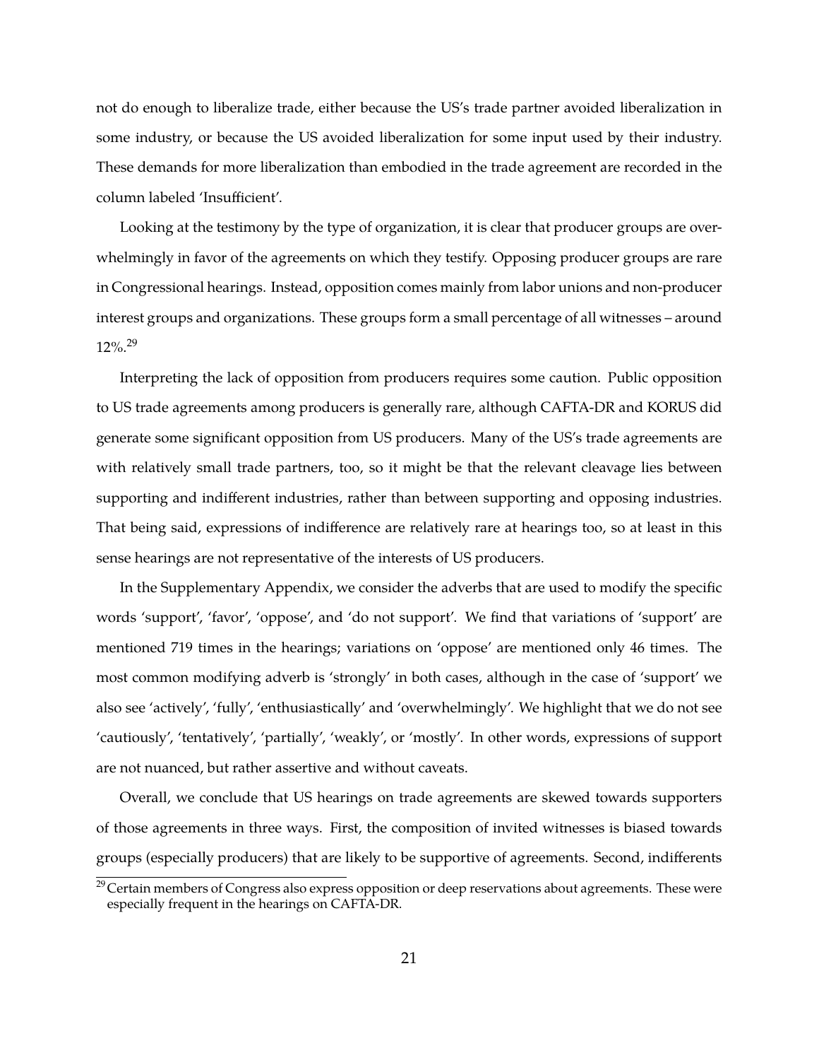not do enough to liberalize trade, either because the US's trade partner avoided liberalization in some industry, or because the US avoided liberalization for some input used by their industry. These demands for more liberalization than embodied in the trade agreement are recorded in the column labeled 'Insufficient'.

Looking at the testimony by the type of organization, it is clear that producer groups are overwhelmingly in favor of the agreements on which they testify. Opposing producer groups are rare in Congressional hearings. Instead, opposition comes mainly from labor unions and non-producer interest groups and organizations. These groups form a small percentage of all witnesses – around 12%.[29]

Interpreting the lack of opposition from producers requires some caution. Public opposition to US trade agreements among producers is generally rare, although CAFTA-DR and KORUS did generate some significant opposition from US producers. Many of the US's trade agreements are with relatively small trade partners, too, so it might be that the relevant cleavage lies between supporting and indifferent industries, rather than between supporting and opposing industries. That being said, expressions of indifference are relatively rare at hearings too, so at least in this sense hearings are not representative of the interests of US producers.

In the Supplementary Appendix, we consider the adverbs that are used to modify the specific words 'support', 'favor', 'oppose', and 'do not support'. We find that variations of 'support' are mentioned 719 times in the hearings; variations on 'oppose' are mentioned only 46 times. The most common modifying adverb is 'strongly' in both cases, although in the case of 'support' we also see 'actively', 'fully', 'enthusiastically' and 'overwhelmingly'. We highlight that we do not see 'cautiously', 'tentatively', 'partially', 'weakly', or 'mostly'. In other words, expressions of support are not nuanced, but rather assertive and without caveats.

Overall, we conclude that US hearings on trade agreements are skewed towards supporters of those agreements in three ways. First, the composition of invited witnesses is biased towards groups (especially producers) that are likely to be supportive of agreements. Second, indifferents

[29] Certain members of Congress also express opposition or deep reservations about agreements. These were especially frequent in the hearings on CAFTA-DR.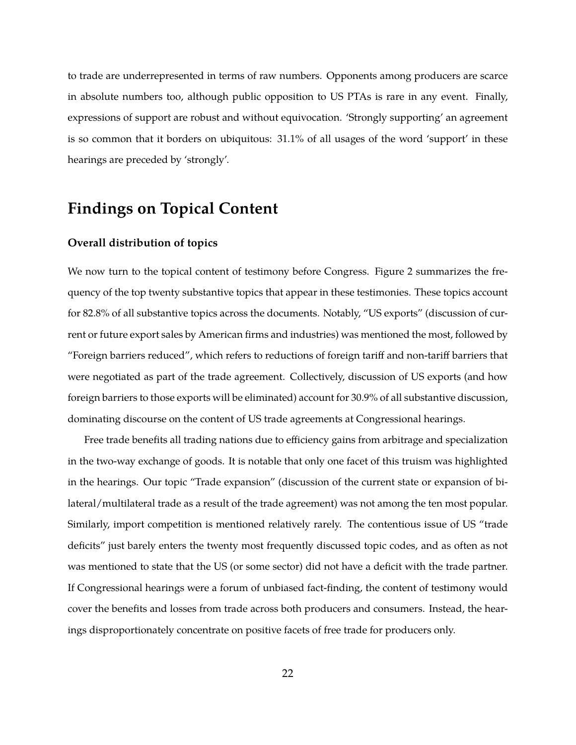to trade are underrepresented in terms of raw numbers. Opponents among producers are scarce in absolute numbers too, although public opposition to US PTAs is rare in any event. Finally, expressions of support are robust and without equivocation. 'Strongly supporting' an agreement is so common that it borders on ubiquitous: 31.1% of all usages of the word 'support' in these hearings are preceded by 'strongly'.

## Findings on Topical Content

### Overall distribution of topics

We now turn to the topical content of testimony before Congress. Figure 2 summarizes the frequency of the top twenty substantive topics that appear in these testimonies. These topics account for 82.8% of all substantive topics across the documents. Notably, "US exports" (discussion of current or future export sales by American firms and industries) was mentioned the most, followed by "Foreign barriers reduced", which refers to reductions of foreign tariff and non-tariff barriers that were negotiated as part of the trade agreement. Collectively, discussion of US exports (and how foreign barriers to those exports will be eliminated) account for 30.9% of all substantive discussion, dominating discourse on the content of US trade agreements at Congressional hearings.

Free trade benefits all trading nations due to efficiency gains from arbitrage and specialization in the two-way exchange of goods. It is notable that only one facet of this truism was highlighted in the hearings. Our topic "Trade expansion" (discussion of the current state or expansion of bilateral/multilateral trade as a result of the trade agreement) was not among the ten most popular. Similarly, import competition is mentioned relatively rarely. The contentious issue of US "trade deficits" just barely enters the twenty most frequently discussed topic codes, and as often as not was mentioned to state that the US (or some sector) did not have a deficit with the trade partner. If Congressional hearings were a forum of unbiased fact-finding, the content of testimony would cover the benefits and losses from trade across both producers and consumers. Instead, the hearings disproportionately concentrate on positive facets of free trade for producers only.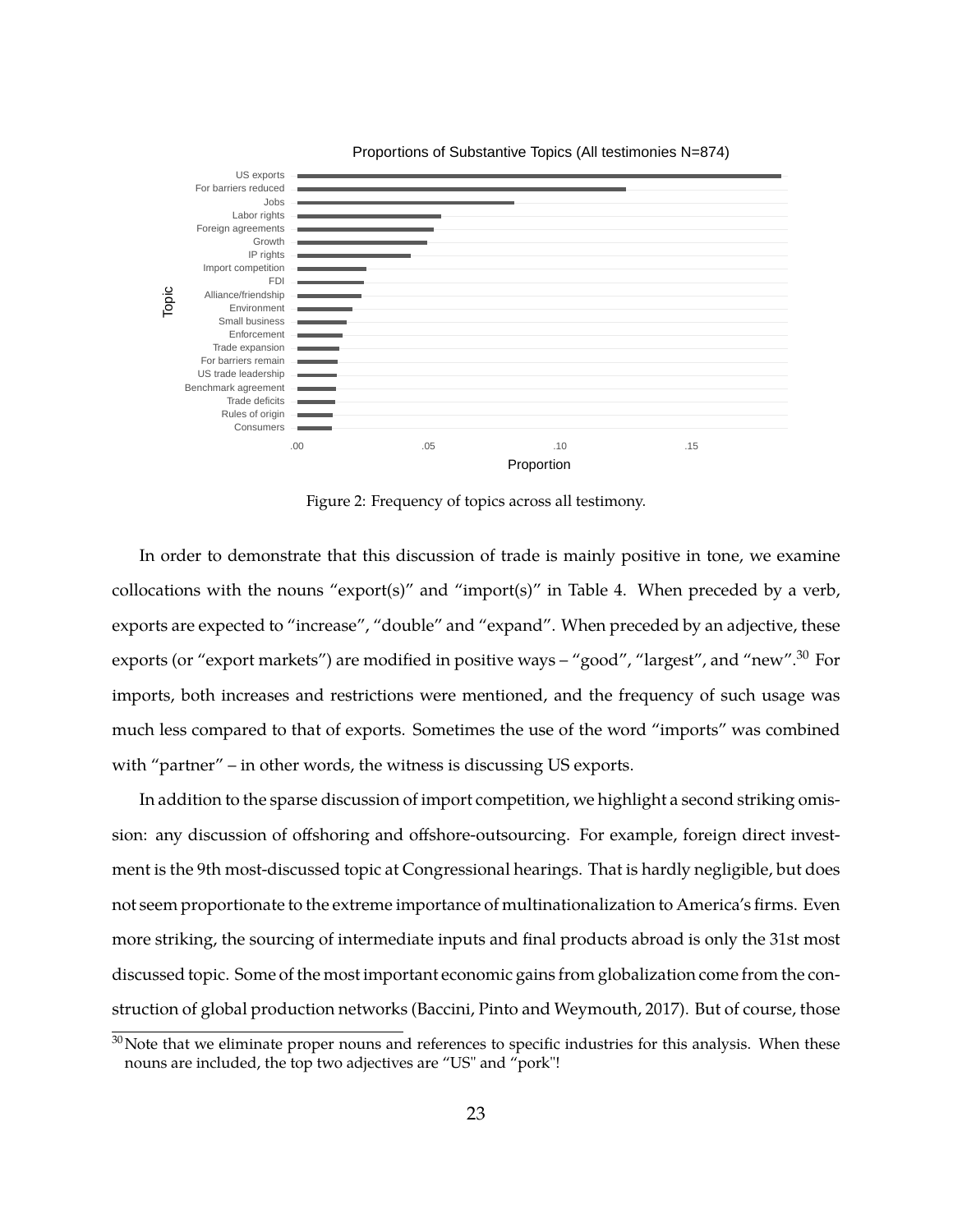Figure 2: Frequency of topics across all testimony.

In order to demonstrate that this discussion of trade is mainly positive in tone, we examine collocations with the nouns "export(s)" and "import(s)" in Table 4. When preceded by a verb, exports are expected to "increase", "double" and "expand". When preceded by an adjective, these exports (or "export markets") are modified in positive ways – "good", "largest", and "new".[30] For imports, both increases and restrictions were mentioned, and the frequency of such usage was much less compared to that of exports. Sometimes the use of the word "imports" was combined with "partner" – in other words, the witness is discussing US exports.

In addition to the sparse discussion of import competition, we highlight a second striking omission: any discussion of offshoring and offshore-outsourcing. For example, foreign direct investment is the 9th most-discussed topic at Congressional hearings. That is hardly negligible, but does not seem proportionate to the extreme importance of multinationalization to America's firms. Even more striking, the sourcing of intermediate inputs and final products abroad is only the 31st most discussed topic. Some of the most important economic gains from globalization come from the construction of global production networks (Baccini, Pinto and Weymouth, 2017). But of course, those

[30] Note that we eliminate proper nouns and references to specific industries for this analysis. When these nouns are included, the top two adjectives are "US" and "pork"!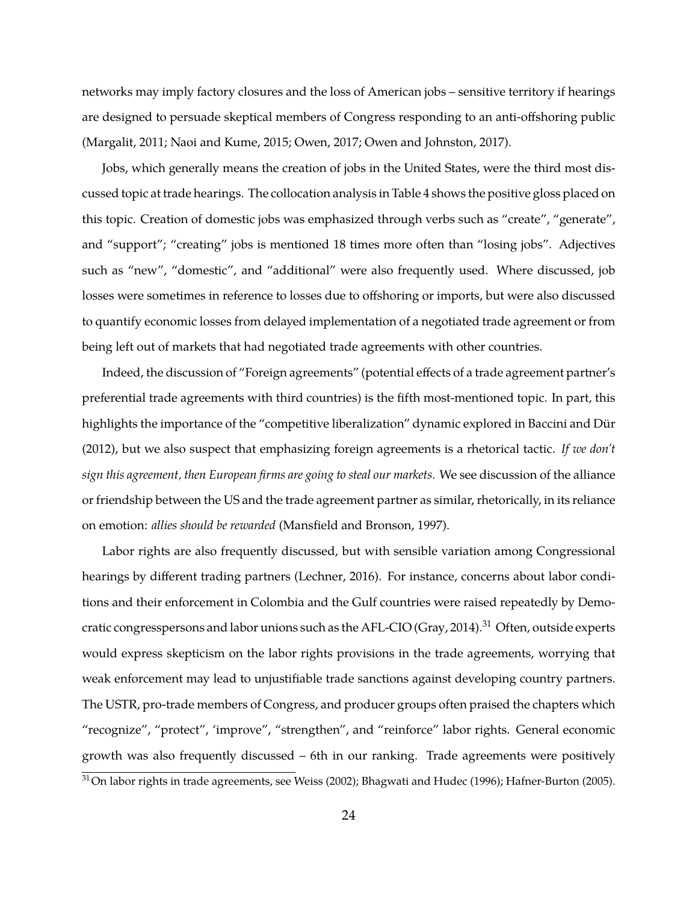networks may imply factory closures and the loss of American jobs – sensitive territory if hearings are designed to persuade skeptical members of Congress responding to an anti-offshoring public (Margalit, 2011; Naoi and Kume, 2015; Owen, 2017; Owen and Johnston, 2017).

Jobs, which generally means the creation of jobs in the United States, were the third most discussed topic at trade hearings. The collocation analysis in Table 4 shows the positive gloss placed on this topic. Creation of domestic jobs was emphasized through verbs such as "create", "generate", and "support"; "creating" jobs is mentioned 18 times more often than "losing jobs". Adjectives such as "new", "domestic", and "additional" were also frequently used. Where discussed, job losses were sometimes in reference to losses due to offshoring or imports, but were also discussed to quantify economic losses from delayed implementation of a negotiated trade agreement or from being left out of markets that had negotiated trade agreements with other countries.

Indeed, the discussion of "Foreign agreements" (potential effects of a trade agreement partner's preferential trade agreements with third countries) is the fifth most-mentioned topic. In part, this highlights the importance of the "competitive liberalization" dynamic explored in Baccini and Dür (2012), but we also suspect that emphasizing foreign agreements is a rhetorical tactic. *If we don't sign this agreement, then European firms are going to steal our markets.* We see discussion of the alliance or friendship between the US and the trade agreement partner as similar, rhetorically, in its reliance on emotion: *allies should be rewarded* (Mansfield and Bronson, 1997).

Labor rights are also frequently discussed, but with sensible variation among Congressional hearings by different trading partners (Lechner, 2016). For instance, concerns about labor conditions and their enforcement in Colombia and the Gulf countries were raised repeatedly by Democratic congresspersons and labor unions such as the AFL-CIO (Gray, 2014).[31] Often, outside experts would express skepticism on the labor rights provisions in the trade agreements, worrying that weak enforcement may lead to unjustifiable trade sanctions against developing country partners. The USTR, pro-trade members of Congress, and producer groups often praised the chapters which "recognize", "protect", 'improve", "strengthen", and "reinforce" labor rights. General economic growth was also frequently discussed – 6th in our ranking. Trade agreements were positively

[31] On labor rights in trade agreements, see Weiss (2002); Bhagwati and Hudec (1996); Hafner-Burton (2005).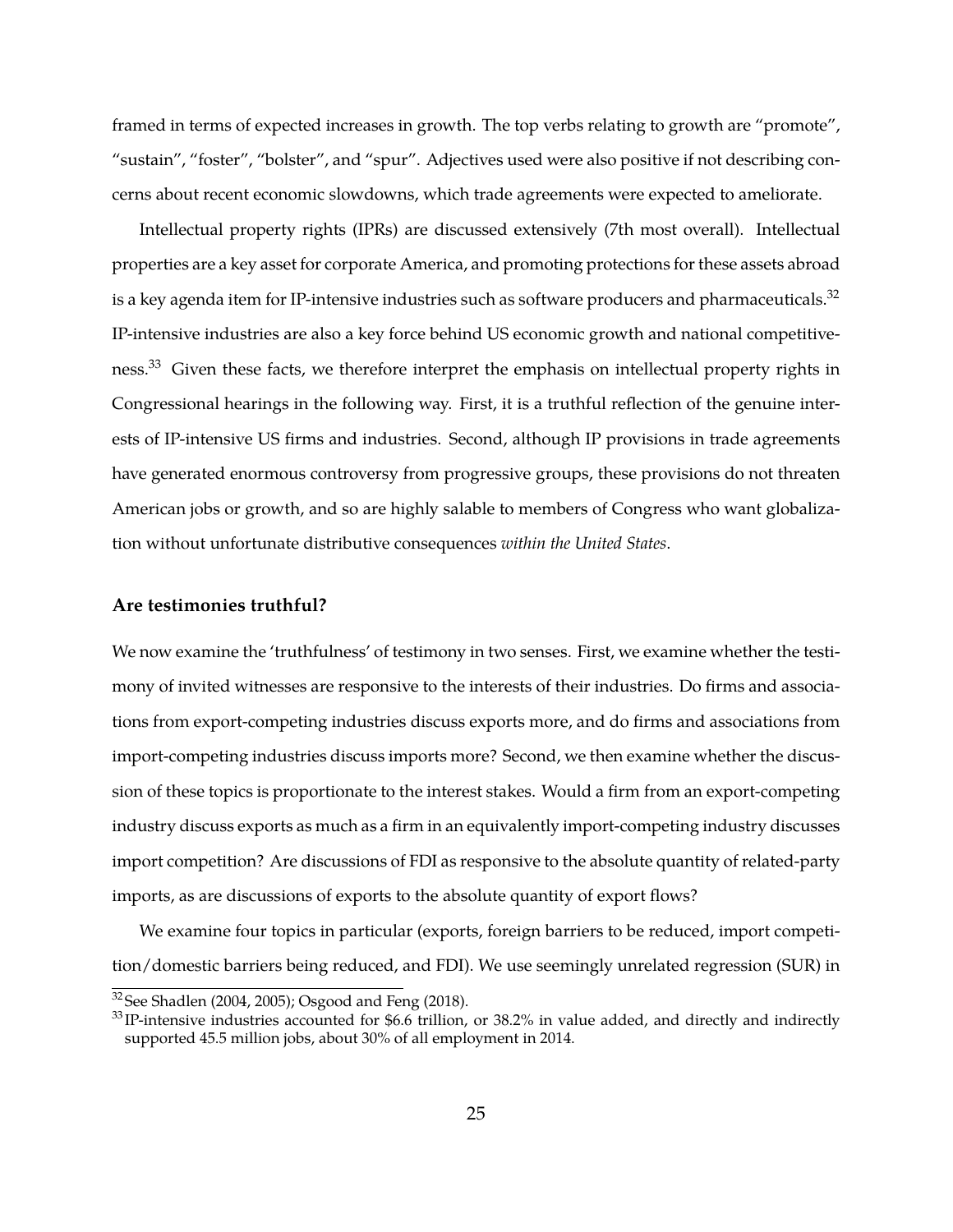framed in terms of expected increases in growth. The top verbs relating to growth are "promote", "sustain", "foster", "bolster", and "spur". Adjectives used were also positive if not describing concerns about recent economic slowdowns, which trade agreements were expected to ameliorate.

Intellectual property rights (IPRs) are discussed extensively (7th most overall). Intellectual properties are a key asset for corporate America, and promoting protections for these assets abroad is a key agenda item for IP-intensive industries such as software producers and pharmaceuticals.[32] IP-intensive industries are also a key force behind US economic growth and national competitiveness.[33] Given these facts, we therefore interpret the emphasis on intellectual property rights in Congressional hearings in the following way. First, it is a truthful reflection of the genuine interests of IP-intensive US firms and industries. Second, although IP provisions in trade agreements have generated enormous controversy from progressive groups, these provisions do not threaten American jobs or growth, and so are highly salable to members of Congress who want globalization without unfortunate distributive consequences *within the United States*.

### Are testimonies truthful?

We now examine the 'truthfulness' of testimony in two senses. First, we examine whether the testimony of invited witnesses are responsive to the interests of their industries. Do firms and associations from export-competing industries discuss exports more, and do firms and associations from import-competing industries discuss imports more? Second, we then examine whether the discussion of these topics is proportionate to the interest stakes. Would a firm from an export-competing industry discuss exports as much as a firm in an equivalently import-competing industry discusses import competition? Are discussions of FDI as responsive to the absolute quantity of related-party imports, as are discussions of exports to the absolute quantity of export flows?

We examine four topics in particular (exports, foreign barriers to be reduced, import competition/domestic barriers being reduced, and FDI). We use seemingly unrelated regression (SUR) in

[32] See Shadlen (2004, 2005); Osgood and Feng (2018).

[33] IP-intensive industries accounted for $6.6 trillion, or 38.2% in value added, and directly and indirectly supported 45.5 million jobs, about 30% of all employment in 2014.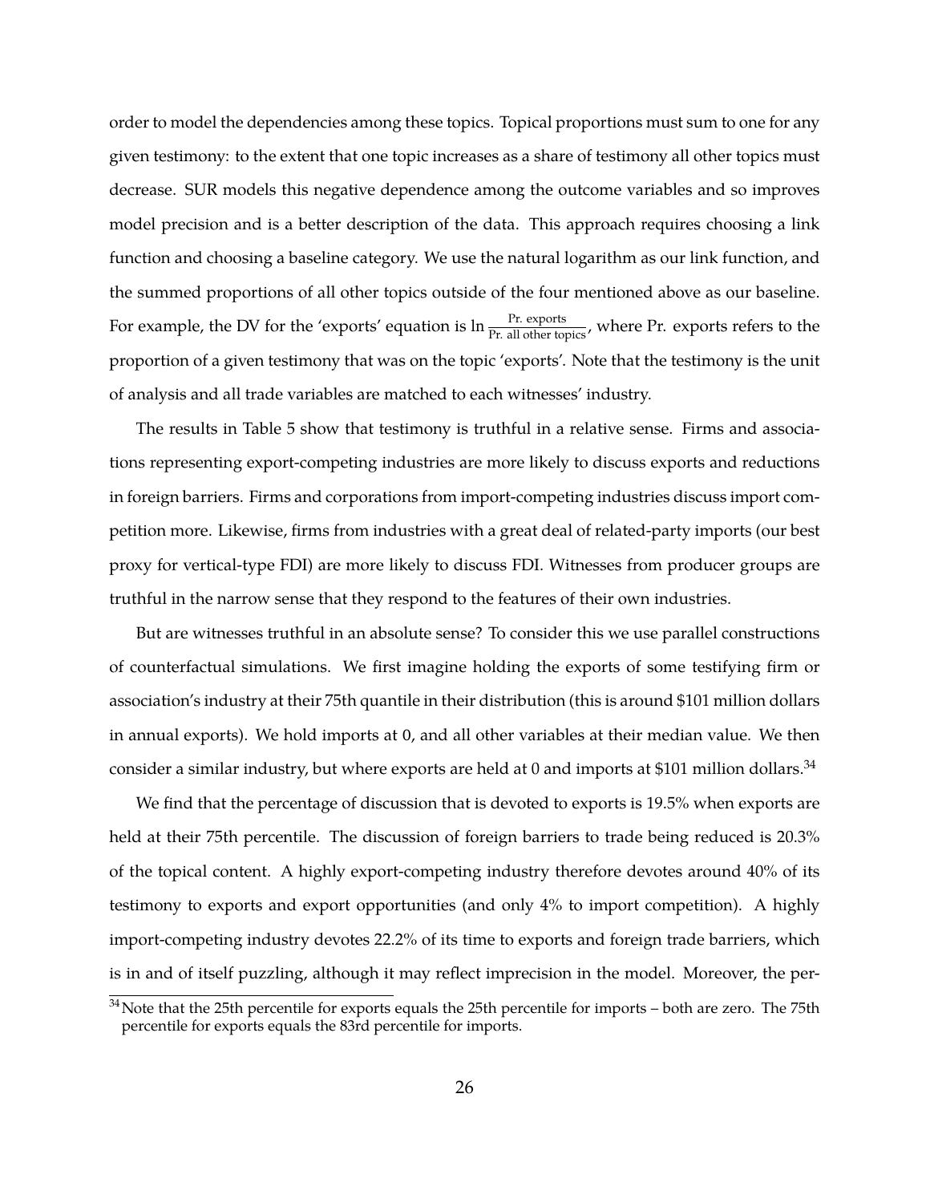order to model the dependencies among these topics. Topical proportions must sum to one for any given testimony: to the extent that one topic increases as a share of testimony all other topics must decrease. SUR models this negative dependence among the outcome variables and so improves model precision and is a better description of the data. This approach requires choosing a link function and choosing a baseline category. We use the natural logarithm as our link function, and the summed proportions of all other topics outside of the four mentioned above as our baseline. For example, the DV for the 'exports' equation is $\ln \frac{\text{Pr. exports}}{\text{Pr. all other topics}}$, where Pr. exports refers to the proportion of a given testimony that was on the topic 'exports'. Note that the testimony is the unit of analysis and all trade variables are matched to each witnesses' industry.

The results in Table 5 show that testimony is truthful in a relative sense. Firms and associations representing export-competing industries are more likely to discuss exports and reductions in foreign barriers. Firms and corporations from import-competing industries discuss import competition more. Likewise, firms from industries with a great deal of related-party imports (our best proxy for vertical-type FDI) are more likely to discuss FDI. Witnesses from producer groups are truthful in the narrow sense that they respond to the features of their own industries.

But are witnesses truthful in an absolute sense? To consider this we use parallel constructions of counterfactual simulations. We first imagine holding the exports of some testifying firm or association's industry at their 75th quantile in their distribution (this is around \$101 million dollars in annual exports). We hold imports at 0, and all other variables at their median value. We then consider a similar industry, but where exports are held at 0 and imports at \$101 million dollars.[34]

We find that the percentage of discussion that is devoted to exports is 19.5% when exports are held at their 75th percentile. The discussion of foreign barriers to trade being reduced is 20.3% of the topical content. A highly export-competing industry therefore devotes around 40% of its testimony to exports and export opportunities (and only 4% to import competition). A highly import-competing industry devotes 22.2% of its time to exports and foreign trade barriers, which is in and of itself puzzling, although it may reflect imprecision in the model. Moreover, the per-

[34] Note that the 25th percentile for exports equals the 25th percentile for imports – both are zero. The 75th percentile for exports equals the 83rd percentile for imports.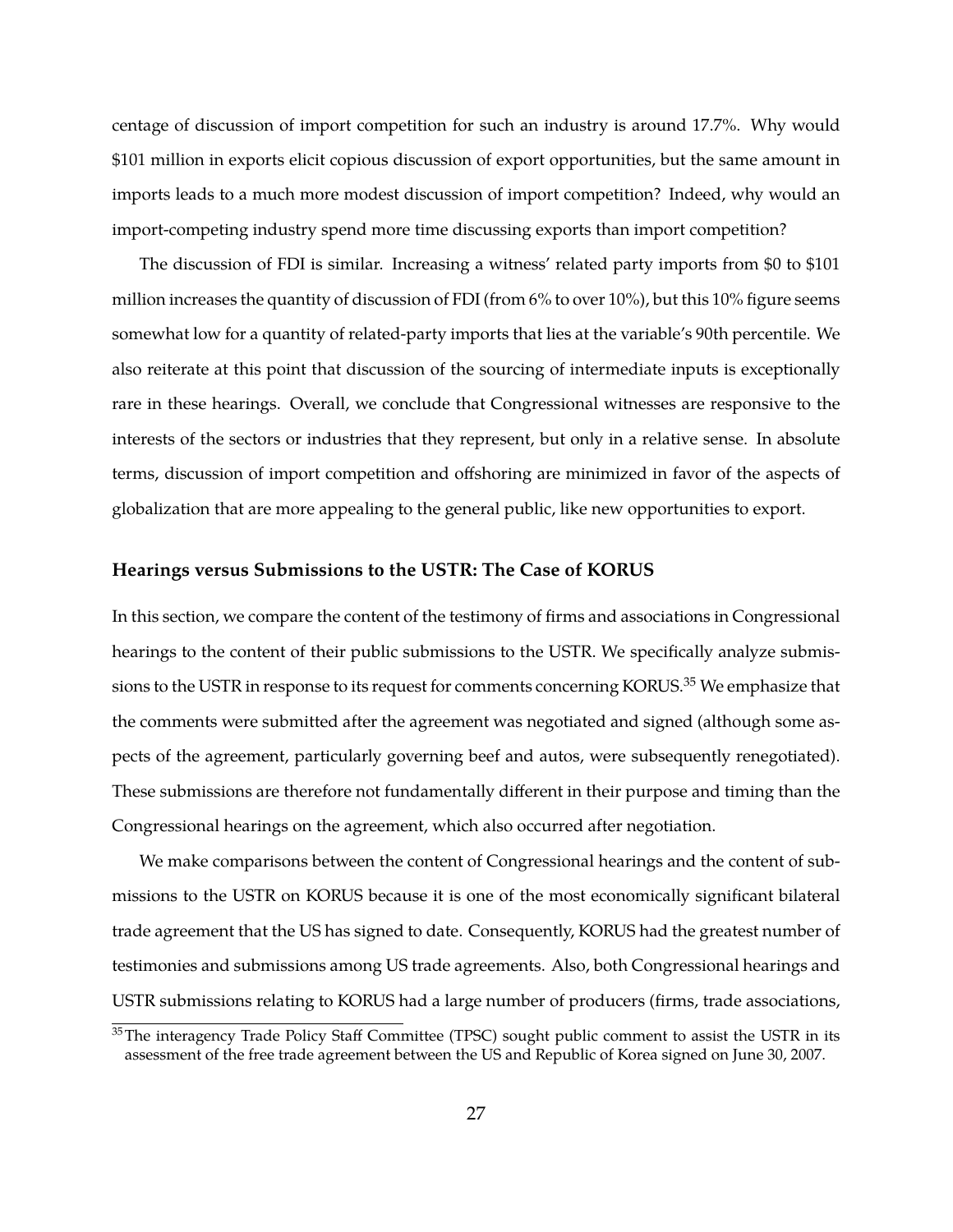centage of discussion of import competition for such an industry is around 17.7%. Why would $101 million in exports elicit copious discussion of export opportunities, but the same amount in imports leads to a much more modest discussion of import competition? Indeed, why would an import-competing industry spend more time discussing exports than import competition?

The discussion of FDI is similar. Increasing a witness' related party imports from $0 to $101 million increases the quantity of discussion of FDI (from 6% to over 10%), but this 10% figure seems somewhat low for a quantity of related-party imports that lies at the variable's 90th percentile. We also reiterate at this point that discussion of the sourcing of intermediate inputs is exceptionally rare in these hearings. Overall, we conclude that Congressional witnesses are responsive to the interests of the sectors or industries that they represent, but only in a relative sense. In absolute terms, discussion of import competition and offshoring are minimized in favor of the aspects of globalization that are more appealing to the general public, like new opportunities to export.

### Hearings versus Submissions to the USTR: The Case of KORUS

In this section, we compare the content of the testimony of firms and associations in Congressional hearings to the content of their public submissions to the USTR. We specifically analyze submissions to the USTR in response to its request for comments concerning KORUS.[35] We emphasize that the comments were submitted after the agreement was negotiated and signed (although some aspects of the agreement, particularly governing beef and autos, were subsequently renegotiated). These submissions are therefore not fundamentally different in their purpose and timing than the Congressional hearings on the agreement, which also occurred after negotiation.

We make comparisons between the content of Congressional hearings and the content of submissions to the USTR on KORUS because it is one of the most economically significant bilateral trade agreement that the US has signed to date. Consequently, KORUS had the greatest number of testimonies and submissions among US trade agreements. Also, both Congressional hearings and USTR submissions relating to KORUS had a large number of producers (firms, trade associations,

[35] The interagency Trade Policy Staff Committee (TPSC) sought public comment to assist the USTR in its assessment of the free trade agreement between the US and Republic of Korea signed on June 30, 2007.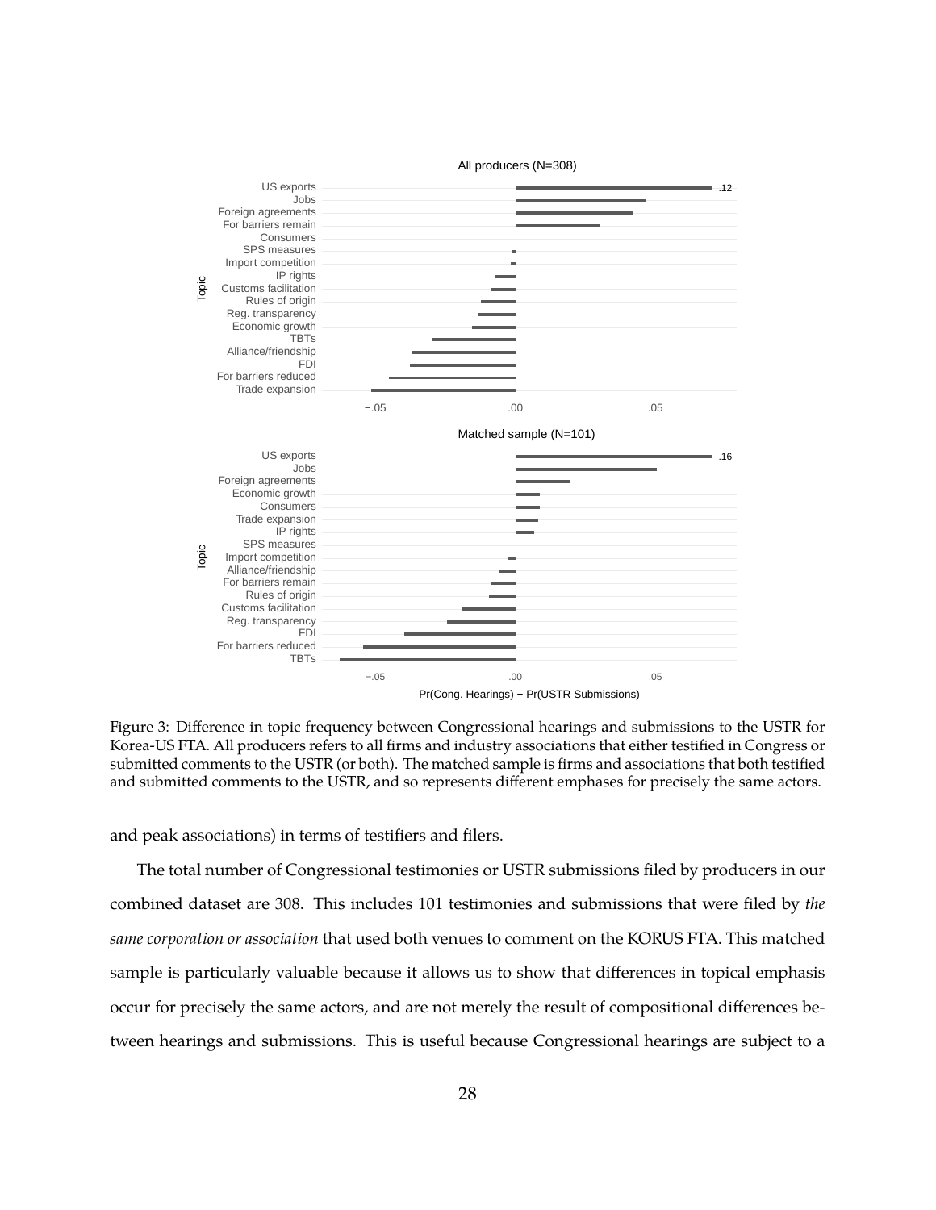Figure 3: Difference in topic frequency between Congressional hearings and submissions to the USTR for Korea-US FTA. All producers refers to all firms and industry associations that either testified in Congress or submitted comments to the USTR (or both). The matched sample is firms and associations that both testified and submitted comments to the USTR, and so represents different emphases for precisely the same actors.

and peak associations) in terms of testifiers and filers.

The total number of Congressional testimonies or USTR submissions filed by producers in our combined dataset are 308. This includes 101 testimonies and submissions that were filed by *the same corporation or association* that used both venues to comment on the KORUS FTA. This matched sample is particularly valuable because it allows us to show that differences in topical emphasis occur for precisely the same actors, and are not merely the result of compositional differences between hearings and submissions. This is useful because Congressional hearings are subject to a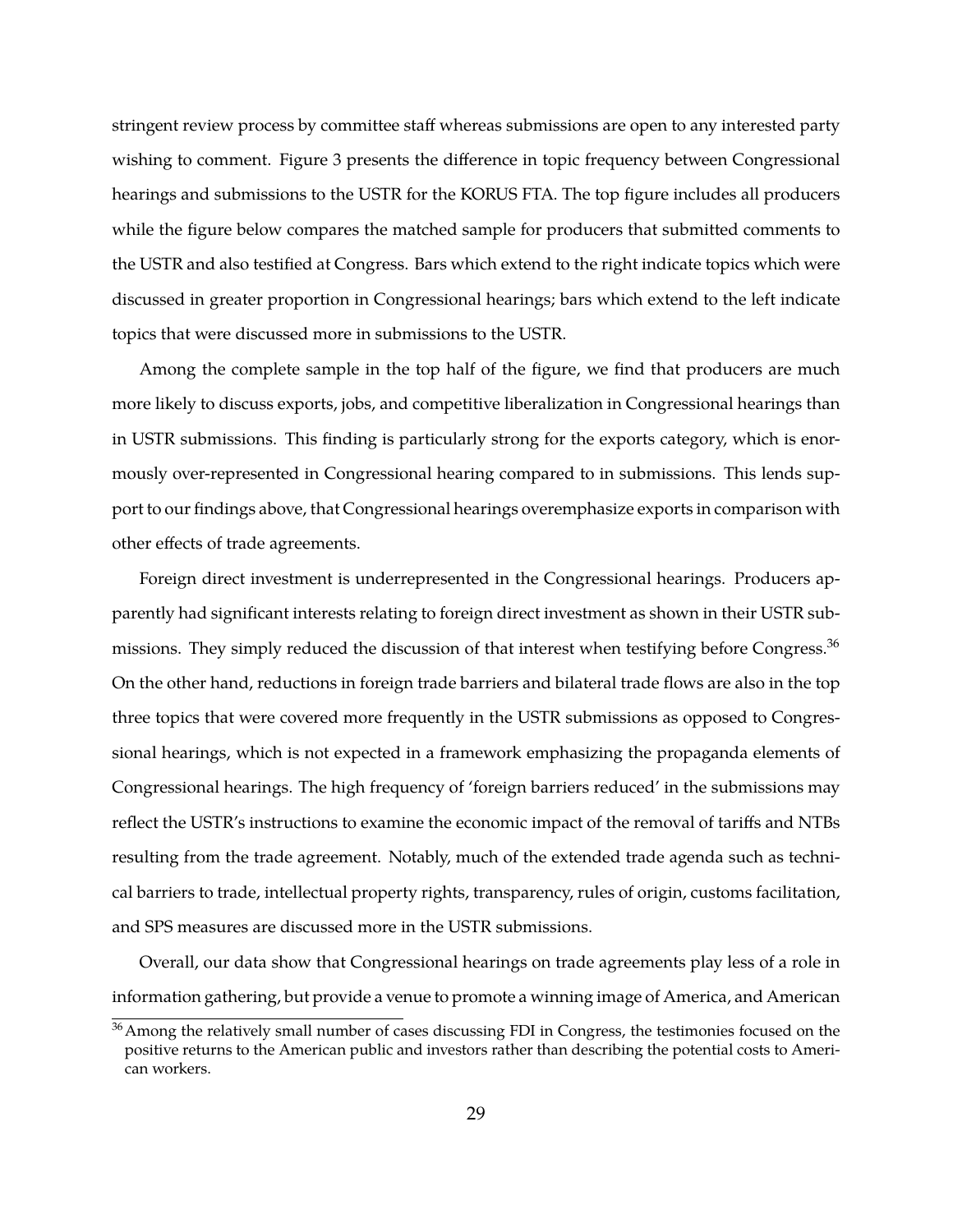stringent review process by committee staff whereas submissions are open to any interested party wishing to comment. Figure 3 presents the difference in topic frequency between Congressional hearings and submissions to the USTR for the KORUS FTA. The top figure includes all producers while the figure below compares the matched sample for producers that submitted comments to the USTR and also testified at Congress. Bars which extend to the right indicate topics which were discussed in greater proportion in Congressional hearings; bars which extend to the left indicate topics that were discussed more in submissions to the USTR.

Among the complete sample in the top half of the figure, we find that producers are much more likely to discuss exports, jobs, and competitive liberalization in Congressional hearings than in USTR submissions. This finding is particularly strong for the exports category, which is enormously over-represented in Congressional hearing compared to in submissions. This lends support to our findings above, that Congressional hearings overemphasize exports in comparison with other effects of trade agreements.

Foreign direct investment is underrepresented in the Congressional hearings. Producers apparently had significant interests relating to foreign direct investment as shown in their USTR submissions. They simply reduced the discussion of that interest when testifying before Congress.[36] On the other hand, reductions in foreign trade barriers and bilateral trade flows are also in the top three topics that were covered more frequently in the USTR submissions as opposed to Congressional hearings, which is not expected in a framework emphasizing the propaganda elements of Congressional hearings. The high frequency of 'foreign barriers reduced' in the submissions may reflect the USTR's instructions to examine the economic impact of the removal of tariffs and NTBs resulting from the trade agreement. Notably, much of the extended trade agenda such as technical barriers to trade, intellectual property rights, transparency, rules of origin, customs facilitation, and SPS measures are discussed more in the USTR submissions.

Overall, our data show that Congressional hearings on trade agreements play less of a role in information gathering, but provide a venue to promote a winning image of America, and American

[36] Among the relatively small number of cases discussing FDI in Congress, the testimonies focused on the positive returns to the American public and investors rather than describing the potential costs to American workers.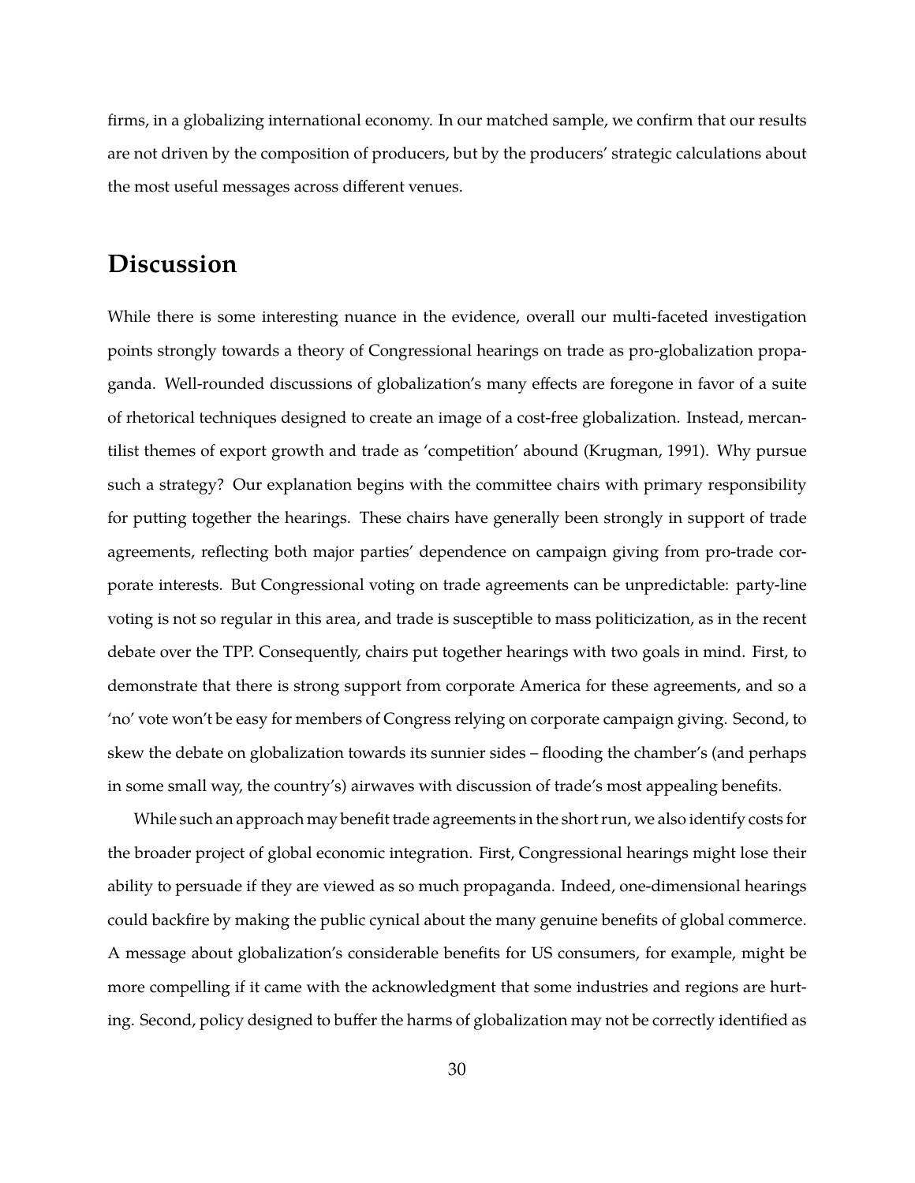firms, in a globalizing international economy. In our matched sample, we confirm that our results are not driven by the composition of producers, but by the producers' strategic calculations about the most useful messages across different venues.

## Discussion

While there is some interesting nuance in the evidence, overall our multi-faceted investigation points strongly towards a theory of Congressional hearings on trade as pro-globalization propaganda. Well-rounded discussions of globalization's many effects are foregone in favor of a suite of rhetorical techniques designed to create an image of a cost-free globalization. Instead, mercantilist themes of export growth and trade as 'competition' abound (Krugman, 1991). Why pursue such a strategy? Our explanation begins with the committee chairs with primary responsibility for putting together the hearings. These chairs have generally been strongly in support of trade agreements, reflecting both major parties' dependence on campaign giving from pro-trade corporate interests. But Congressional voting on trade agreements can be unpredictable: party-line voting is not so regular in this area, and trade is susceptible to mass politicization, as in the recent debate over the TPP. Consequently, chairs put together hearings with two goals in mind. First, to demonstrate that there is strong support from corporate America for these agreements, and so a 'no' vote won't be easy for members of Congress relying on corporate campaign giving. Second, to skew the debate on globalization towards its sunnier sides – flooding the chamber's (and perhaps in some small way, the country's) airwaves with discussion of trade's most appealing benefits.

While such an approach may benefit trade agreements in the short run, we also identify costs for the broader project of global economic integration. First, Congressional hearings might lose their ability to persuade if they are viewed as so much propaganda. Indeed, one-dimensional hearings could backfire by making the public cynical about the many genuine benefits of global commerce. A message about globalization's considerable benefits for US consumers, for example, might be more compelling if it came with the acknowledgment that some industries and regions are hurting. Second, policy designed to buffer the harms of globalization may not be correctly identified as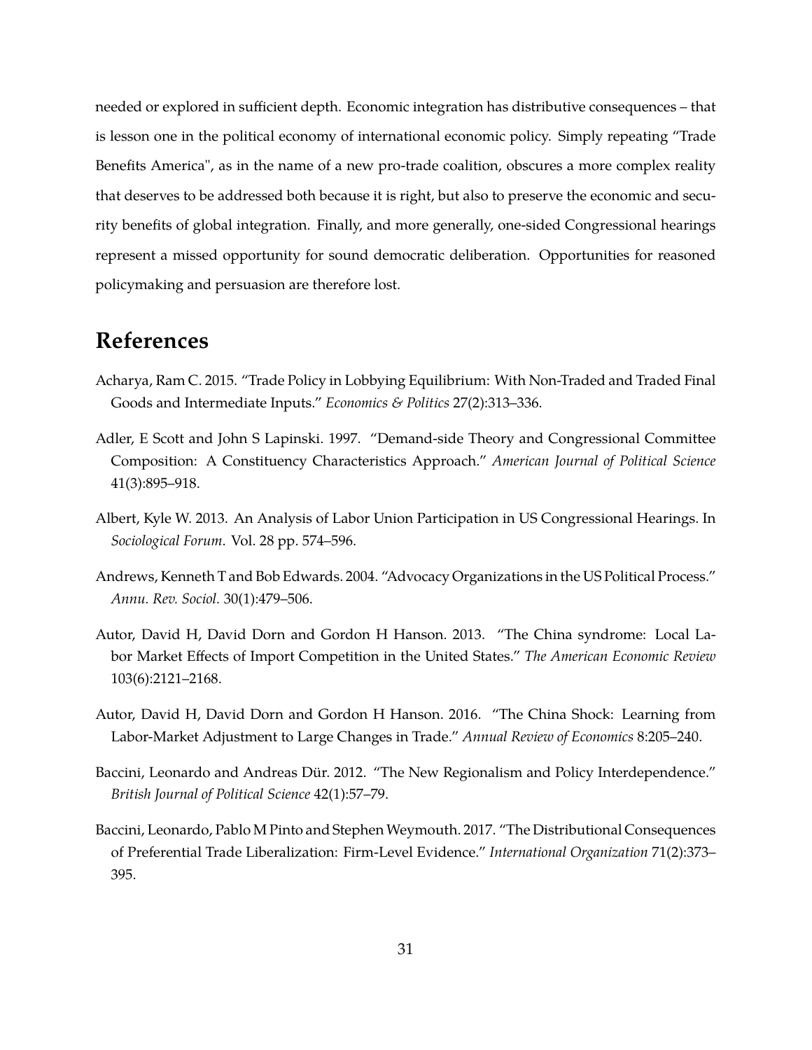needed or explored in sufficient depth. Economic integration has distributive consequences – that is lesson one in the political economy of international economic policy. Simply repeating "Trade Benefits America", as in the name of a new pro-trade coalition, obscures a more complex reality that deserves to be addressed both because it is right, but also to preserve the economic and security benefits of global integration. Finally, and more generally, one-sided Congressional hearings represent a missed opportunity for sound democratic deliberation. Opportunities for reasoned policymaking and persuasion are therefore lost.

# References

Acharya, Ram C. 2015. "Trade Policy in Lobbying Equilibrium: With Non-Traded and Traded Final Goods and Intermediate Inputs." *Economics & Politics* 27(2):313–336.

Adler, E Scott and John S Lapinski. 1997. "Demand-side Theory and Congressional Committee Composition: A Constituency Characteristics Approach." *American Journal of Political Science* 41(3):895–918.

Albert, Kyle W. 2013. An Analysis of Labor Union Participation in US Congressional Hearings. In *Sociological Forum*. Vol. 28 pp. 574–596.

Andrews, Kenneth T and Bob Edwards. 2004. "Advocacy Organizations in the US Political Process." *Annu. Rev. Sociol.* 30(1):479–506.

Autor, David H, David Dorn and Gordon H Hanson. 2013. "The China syndrome: Local Labor Market Effects of Import Competition in the United States." *The American Economic Review* 103(6):2121–2168.

Autor, David H, David Dorn and Gordon H Hanson. 2016. "The China Shock: Learning from Labor-Market Adjustment to Large Changes in Trade." *Annual Review of Economics* 8:205–240.

Baccini, Leonardo and Andreas Dür. 2012. "The New Regionalism and Policy Interdependence." *British Journal of Political Science* 42(1):57–79.

Baccini, Leonardo, Pablo M Pinto and Stephen Weymouth. 2017. "The Distributional Consequences of Preferential Trade Liberalization: Firm-Level Evidence." *International Organization* 71(2):373–395.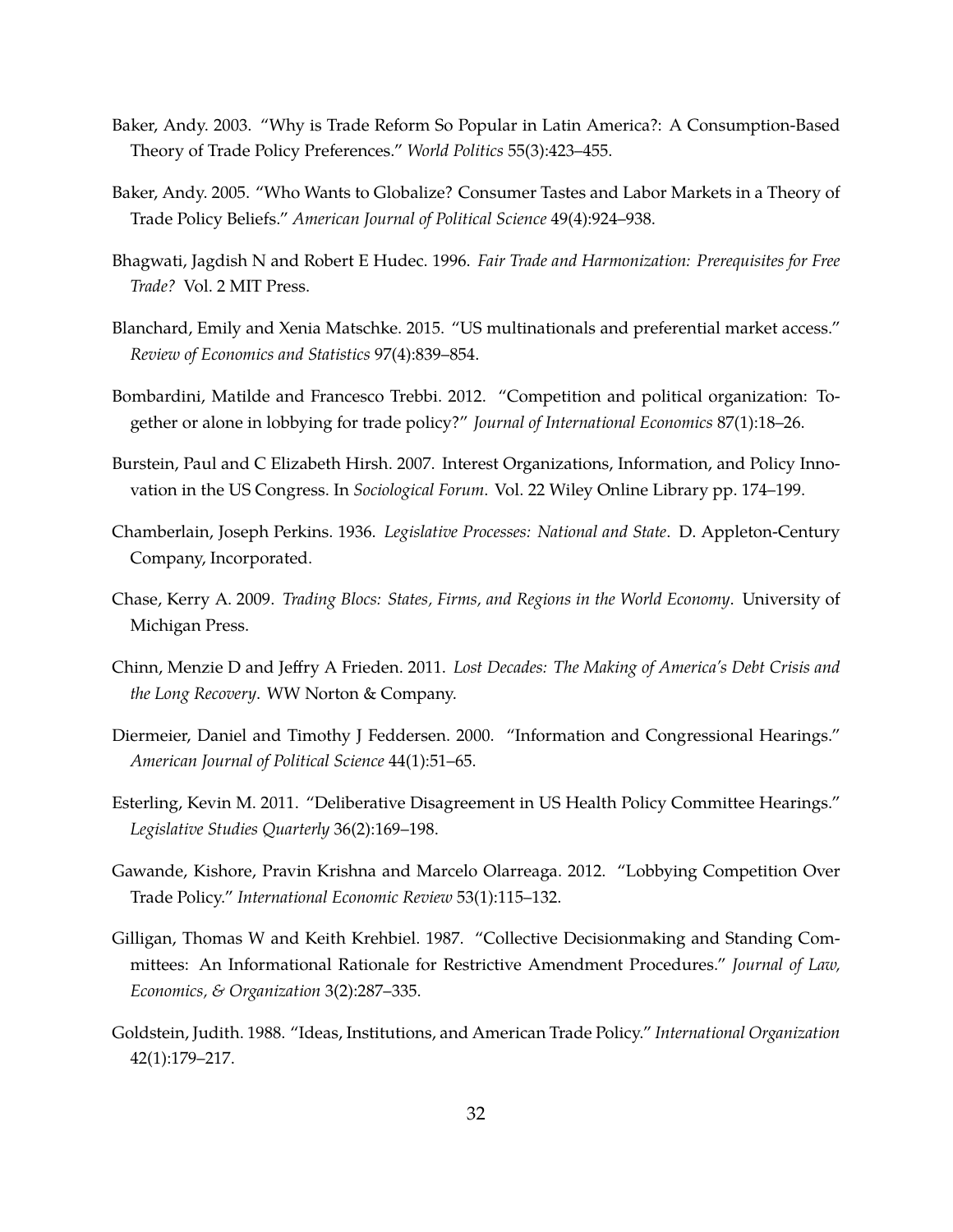Baker, Andy. 2003. "Why is Trade Reform So Popular in Latin America?: A Consumption-Based Theory of Trade Policy Preferences." *World Politics* 55(3):423–455.

Baker, Andy. 2005. "Who Wants to Globalize? Consumer Tastes and Labor Markets in a Theory of Trade Policy Beliefs." *American Journal of Political Science* 49(4):924–938.

Bhagwati, Jagdish N and Robert E Hudec. 1996. *Fair Trade and Harmonization: Prerequisites for Free Trade?* Vol. 2 MIT Press.

Blanchard, Emily and Xenia Matschke. 2015. "US multinationals and preferential market access." *Review of Economics and Statistics* 97(4):839–854.

Bombardini, Matilde and Francesco Trebbi. 2012. "Competition and political organization: Together or alone in lobbying for trade policy?" *Journal of International Economics* 87(1):18–26.

Burstein, Paul and C Elizabeth Hirsh. 2007. Interest Organizations, Information, and Policy Innovation in the US Congress. In *Sociological Forum*. Vol. 22 Wiley Online Library pp. 174–199.

Chamberlain, Joseph Perkins. 1936. *Legislative Processes: National and State*. D. Appleton-Century Company, Incorporated.

Chase, Kerry A. 2009. *Trading Blocs: States, Firms, and Regions in the World Economy*. University of Michigan Press.

Chinn, Menzie D and Jeffry A Frieden. 2011. *Lost Decades: The Making of America's Debt Crisis and the Long Recovery*. WW Norton & Company.

Diermeier, Daniel and Timothy J Feddersen. 2000. "Information and Congressional Hearings." *American Journal of Political Science* 44(1):51–65.

Esterling, Kevin M. 2011. "Deliberative Disagreement in US Health Policy Committee Hearings." *Legislative Studies Quarterly* 36(2):169–198.

Gawande, Kishore, Pravin Krishna and Marcelo Olarreaga. 2012. "Lobbying Competition Over Trade Policy." *International Economic Review* 53(1):115–132.

Gilligan, Thomas W and Keith Krehbiel. 1987. "Collective Decisionmaking and Standing Committees: An Informational Rationale for Restrictive Amendment Procedures." *Journal of Law, Economics, & Organization* 3(2):287–335.

Goldstein, Judith. 1988. "Ideas, Institutions, and American Trade Policy." *International Organization* 42(1):179–217.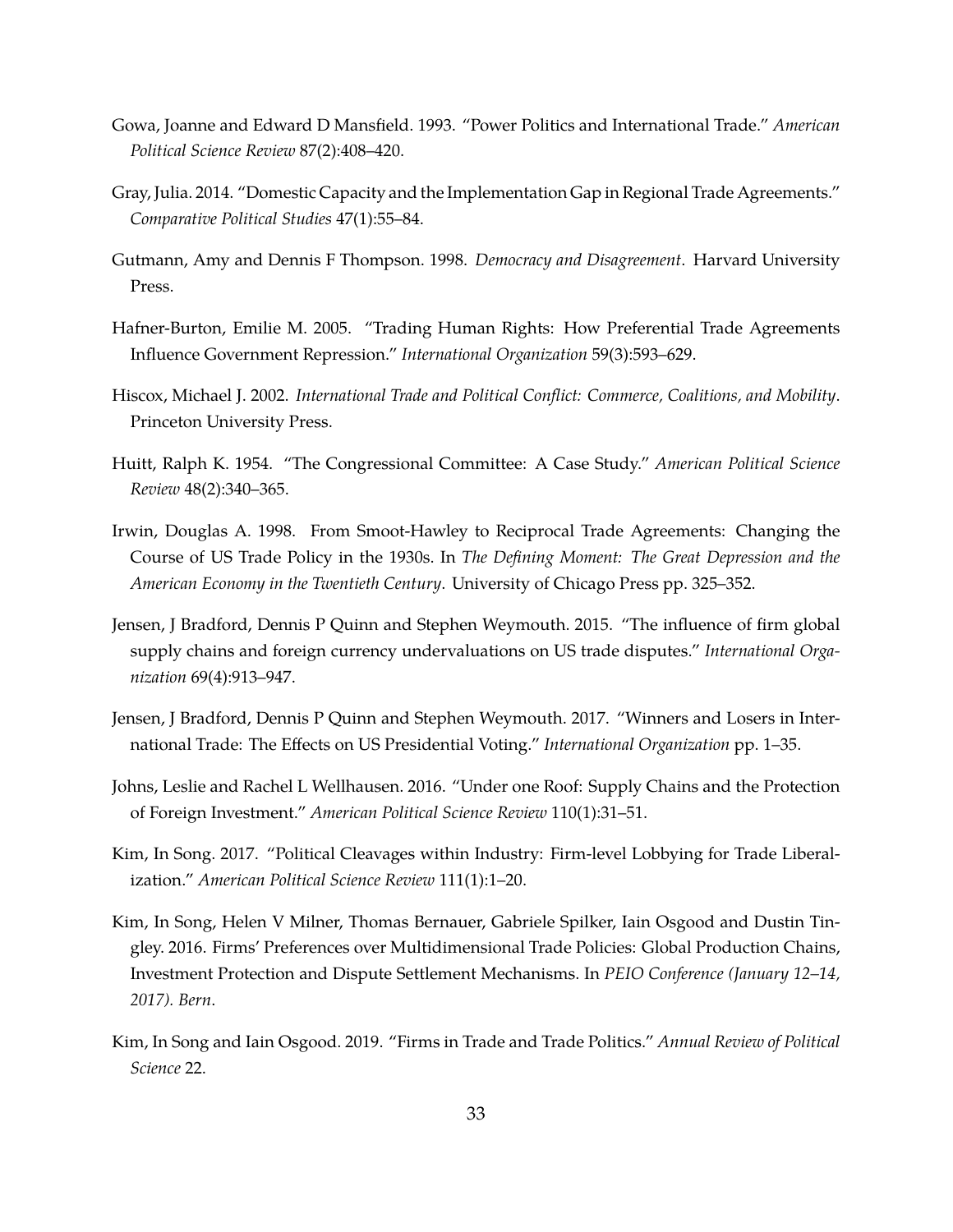Gowa, Joanne and Edward D Mansfield. 1993. "Power Politics and International Trade." *American Political Science Review* 87(2):408–420.

Gray, Julia. 2014. "Domestic Capacity and the Implementation Gap in Regional Trade Agreements." *Comparative Political Studies* 47(1):55–84.

Gutmann, Amy and Dennis F Thompson. 1998. *Democracy and Disagreement*. Harvard University Press.

Hafner-Burton, Emilie M. 2005. "Trading Human Rights: How Preferential Trade Agreements Influence Government Repression." *International Organization* 59(3):593–629.

Hiscox, Michael J. 2002. *International Trade and Political Conflict: Commerce, Coalitions, and Mobility*. Princeton University Press.

Huitt, Ralph K. 1954. "The Congressional Committee: A Case Study." *American Political Science Review* 48(2):340–365.

Irwin, Douglas A. 1998. From Smoot-Hawley to Reciprocal Trade Agreements: Changing the Course of US Trade Policy in the 1930s. In *The Defining Moment: The Great Depression and the American Economy in the Twentieth Century*. University of Chicago Press pp. 325–352.

Jensen, J Bradford, Dennis P Quinn and Stephen Weymouth. 2015. "The influence of firm global supply chains and foreign currency undervaluations on US trade disputes." *International Organization* 69(4):913–947.

Jensen, J Bradford, Dennis P Quinn and Stephen Weymouth. 2017. "Winners and Losers in International Trade: The Effects on US Presidential Voting." *International Organization* pp. 1–35.

Johns, Leslie and Rachel L Wellhausen. 2016. "Under one Roof: Supply Chains and the Protection of Foreign Investment." *American Political Science Review* 110(1):31–51.

Kim, In Song. 2017. "Political Cleavages within Industry: Firm-level Lobbying for Trade Liberalization." *American Political Science Review* 111(1):1–20.

Kim, In Song, Helen V Milner, Thomas Bernauer, Gabriele Spilker, Iain Osgood and Dustin Tingley. 2016. Firms' Preferences over Multidimensional Trade Policies: Global Production Chains, Investment Protection and Dispute Settlement Mechanisms. In *PEIO Conference (January 12–14, 2017). Bern*.

Kim, In Song and Iain Osgood. 2019. "Firms in Trade and Trade Politics." *Annual Review of Political Science* 22.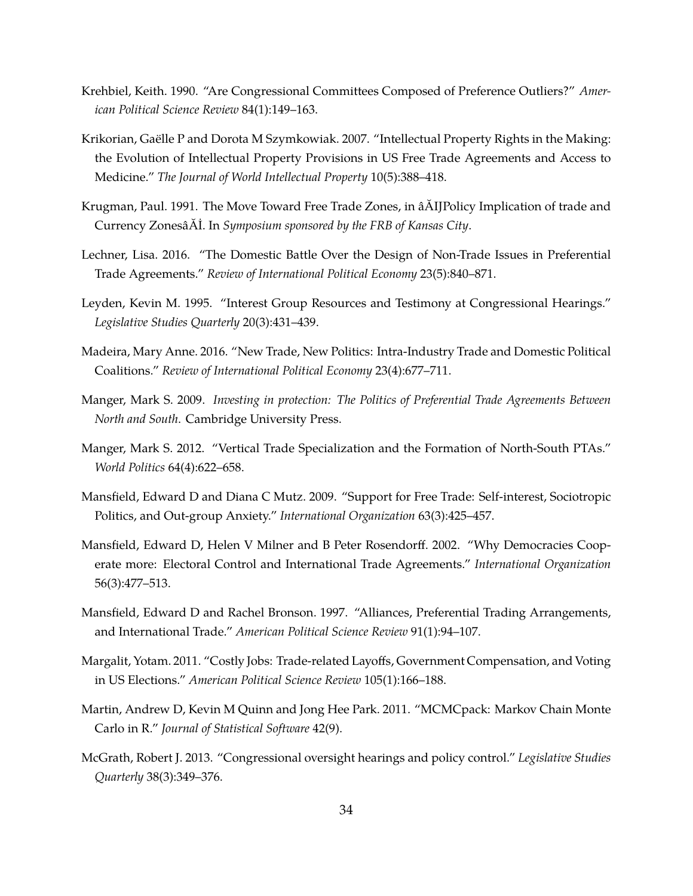Krehbiel, Keith. 1990. "Are Congressional Committees Composed of Preference Outliers?" *American Political Science Review* 84(1):149–163.

Krikorian, Gaëlle P and Dorota M Szymkowiak. 2007. "Intellectual Property Rights in the Making: the Evolution of Intellectual Property Provisions in US Free Trade Agreements and Access to Medicine." *The Journal of World Intellectual Property* 10(5):388–418.

Krugman, Paul. 1991. The Move Toward Free Trade Zones, in âĂIJPolicy Implication of trade and Currency ZonesâĂİ. In *Symposium sponsored by the FRB of Kansas City*.

Lechner, Lisa. 2016. "The Domestic Battle Over the Design of Non-Trade Issues in Preferential Trade Agreements." *Review of International Political Economy* 23(5):840–871.

Leyden, Kevin M. 1995. "Interest Group Resources and Testimony at Congressional Hearings." *Legislative Studies Quarterly* 20(3):431–439.

Madeira, Mary Anne. 2016. "New Trade, New Politics: Intra-Industry Trade and Domestic Political Coalitions." *Review of International Political Economy* 23(4):677–711.

Manger, Mark S. 2009. *Investing in protection: The Politics of Preferential Trade Agreements Between North and South*. Cambridge University Press.

Manger, Mark S. 2012. "Vertical Trade Specialization and the Formation of North-South PTAs." *World Politics* 64(4):622–658.

Mansfield, Edward D and Diana C Mutz. 2009. "Support for Free Trade: Self-interest, Sociotropic Politics, and Out-group Anxiety." *International Organization* 63(3):425–457.

Mansfield, Edward D, Helen V Milner and B Peter Rosendorff. 2002. "Why Democracies Cooperate more: Electoral Control and International Trade Agreements." *International Organization* 56(3):477–513.

Mansfield, Edward D and Rachel Bronson. 1997. "Alliances, Preferential Trading Arrangements, and International Trade." *American Political Science Review* 91(1):94–107.

Margalit, Yotam. 2011. "Costly Jobs: Trade-related Layoffs, Government Compensation, and Voting in US Elections." *American Political Science Review* 105(1):166–188.

Martin, Andrew D, Kevin M Quinn and Jong Hee Park. 2011. "MCMCpack: Markov Chain Monte Carlo in R." *Journal of Statistical Software* 42(9).

McGrath, Robert J. 2013. "Congressional oversight hearings and policy control." *Legislative Studies Quarterly* 38(3):349–376.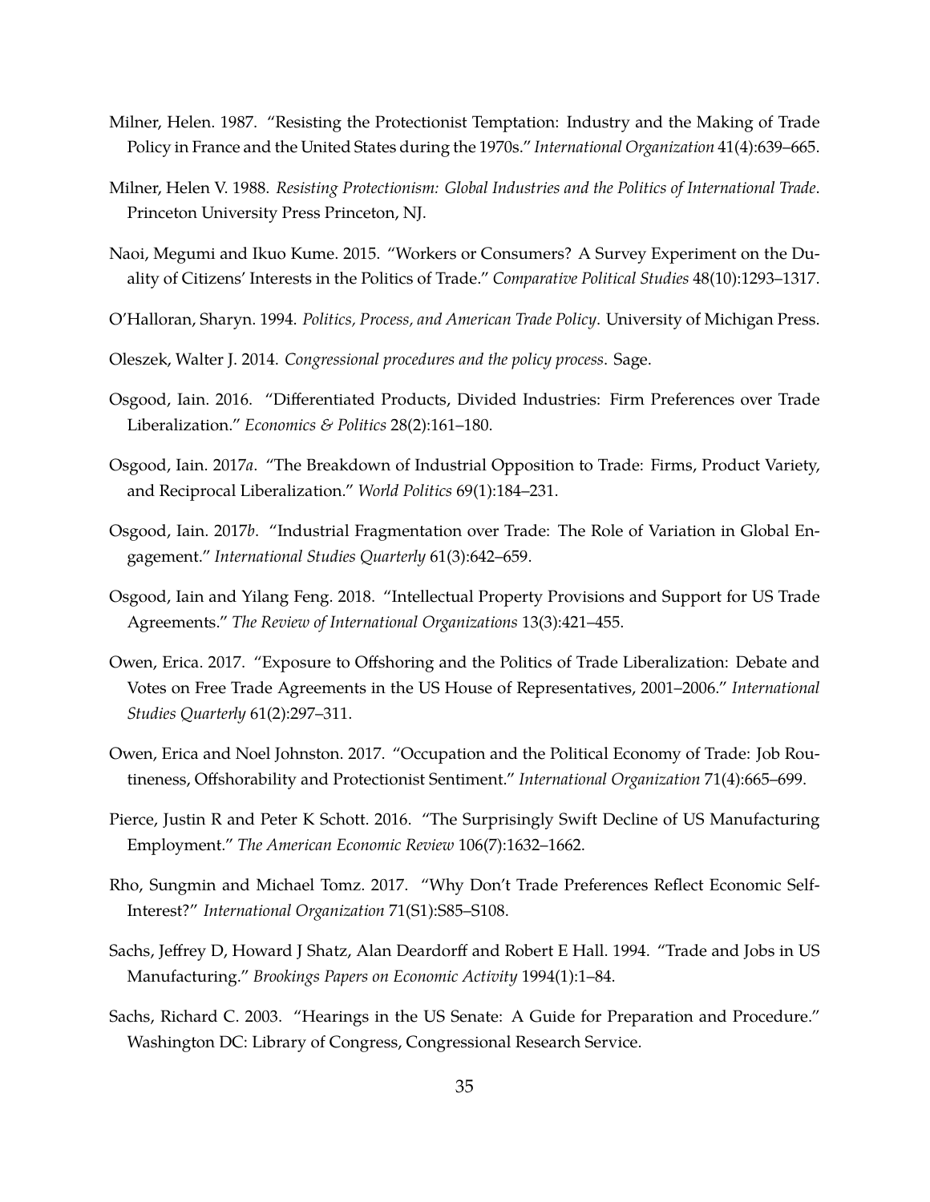Milner, Helen. 1987. "Resisting the Protectionist Temptation: Industry and the Making of Trade Policy in France and the United States during the 1970s." *International Organization* 41(4):639–665.

Milner, Helen V. 1988. *Resisting Protectionism: Global Industries and the Politics of International Trade*. Princeton University Press Princeton, NJ.

Naoi, Megumi and Ikuo Kume. 2015. "Workers or Consumers? A Survey Experiment on the Duality of Citizens' Interests in the Politics of Trade." *Comparative Political Studies* 48(10):1293–1317.

O'Halloran, Sharyn. 1994. *Politics, Process, and American Trade Policy*. University of Michigan Press.

Oleszek, Walter J. 2014. *Congressional procedures and the policy process*. Sage.

Osgood, Iain. 2016. "Differentiated Products, Divided Industries: Firm Preferences over Trade Liberalization." *Economics & Politics* 28(2):161–180.

Osgood, Iain. 2017*a*. "The Breakdown of Industrial Opposition to Trade: Firms, Product Variety, and Reciprocal Liberalization." *World Politics* 69(1):184–231.

Osgood, Iain. 2017*b*. "Industrial Fragmentation over Trade: The Role of Variation in Global Engagement." *International Studies Quarterly* 61(3):642–659.

Osgood, Iain and Yilang Feng. 2018. "Intellectual Property Provisions and Support for US Trade Agreements." *The Review of International Organizations* 13(3):421–455.

Owen, Erica. 2017. "Exposure to Offshoring and the Politics of Trade Liberalization: Debate and Votes on Free Trade Agreements in the US House of Representatives, 2001–2006." *International Studies Quarterly* 61(2):297–311.

Owen, Erica and Noel Johnston. 2017. "Occupation and the Political Economy of Trade: Job Routineness, Offshorability and Protectionist Sentiment." *International Organization* 71(4):665–699.

Pierce, Justin R and Peter K Schott. 2016. "The Surprisingly Swift Decline of US Manufacturing Employment." *The American Economic Review* 106(7):1632–1662.

Rho, Sungmin and Michael Tomz. 2017. "Why Don't Trade Preferences Reflect Economic Self-Interest?" *International Organization* 71(S1):S85–S108.

Sachs, Jeffrey D, Howard J Shatz, Alan Deardorff and Robert E Hall. 1994. "Trade and Jobs in US Manufacturing." *Brookings Papers on Economic Activity* 1994(1):1–84.

Sachs, Richard C. 2003. "Hearings in the US Senate: A Guide for Preparation and Procedure." Washington DC: Library of Congress, Congressional Research Service.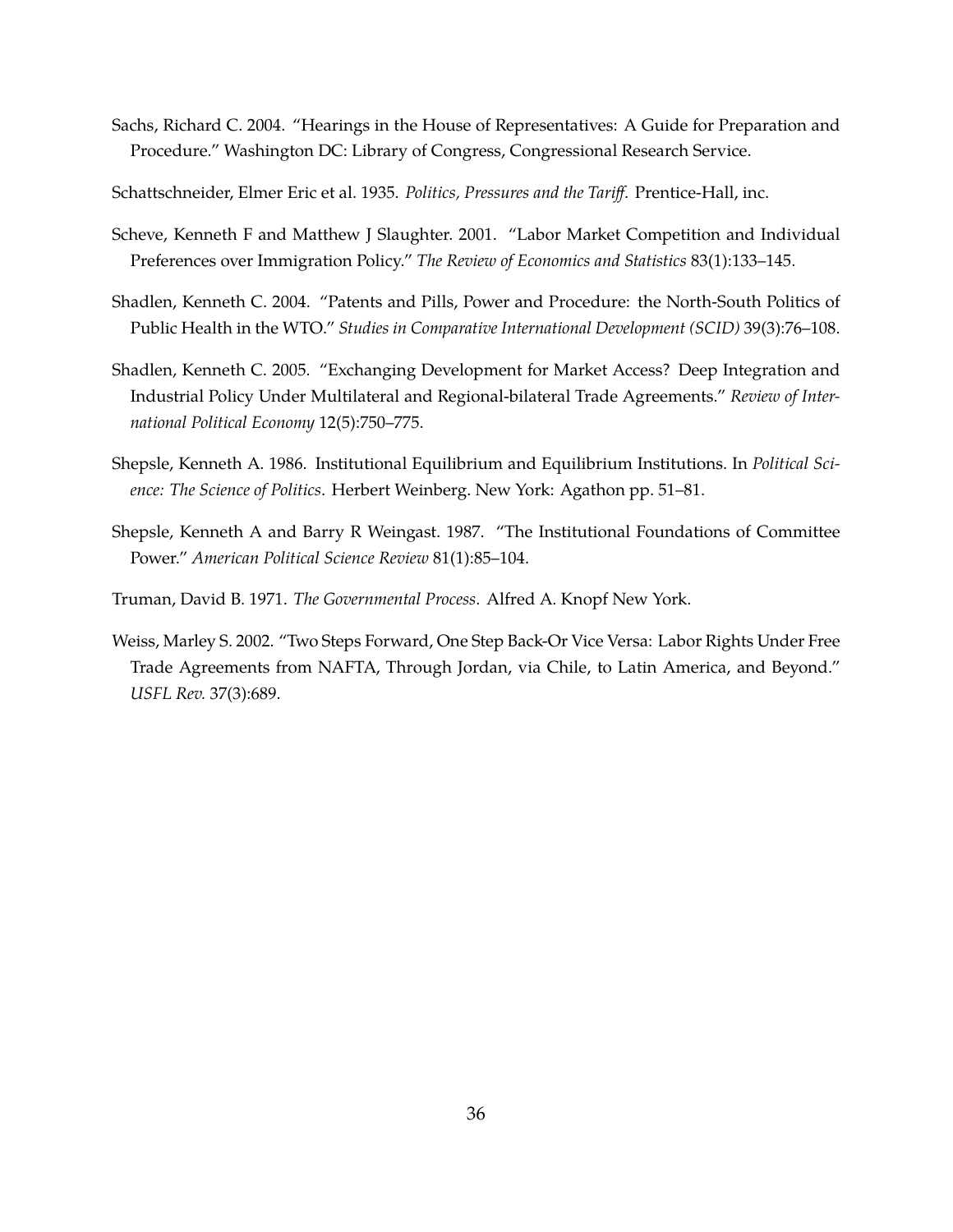Sachs, Richard C. 2004. "Hearings in the House of Representatives: A Guide for Preparation and Procedure." Washington DC: Library of Congress, Congressional Research Service.

Schattschneider, Elmer Eric et al. 1935. *Politics, Pressures and the Tariff*. Prentice-Hall, inc.

Scheve, Kenneth F and Matthew J Slaughter. 2001. "Labor Market Competition and Individual Preferences over Immigration Policy." *The Review of Economics and Statistics* 83(1):133–145.

Shadlen, Kenneth C. 2004. "Patents and Pills, Power and Procedure: the North-South Politics of Public Health in the WTO." *Studies in Comparative International Development (SCID)* 39(3):76–108.

Shadlen, Kenneth C. 2005. "Exchanging Development for Market Access? Deep Integration and Industrial Policy Under Multilateral and Regional-bilateral Trade Agreements." *Review of International Political Economy* 12(5):750–775.

Shepsle, Kenneth A. 1986. Institutional Equilibrium and Equilibrium Institutions. In *Political Science: The Science of Politics*. Herbert Weinberg. New York: Agathon pp. 51–81.

Shepsle, Kenneth A and Barry R Weingast. 1987. "The Institutional Foundations of Committee Power." *American Political Science Review* 81(1):85–104.

Truman, David B. 1971. *The Governmental Process*. Alfred A. Knopf New York.

Weiss, Marley S. 2002. "Two Steps Forward, One Step Back-Or Vice Versa: Labor Rights Under Free Trade Agreements from NAFTA, Through Jordan, via Chile, to Latin America, and Beyond." *USFL Rev.* 37(3):689.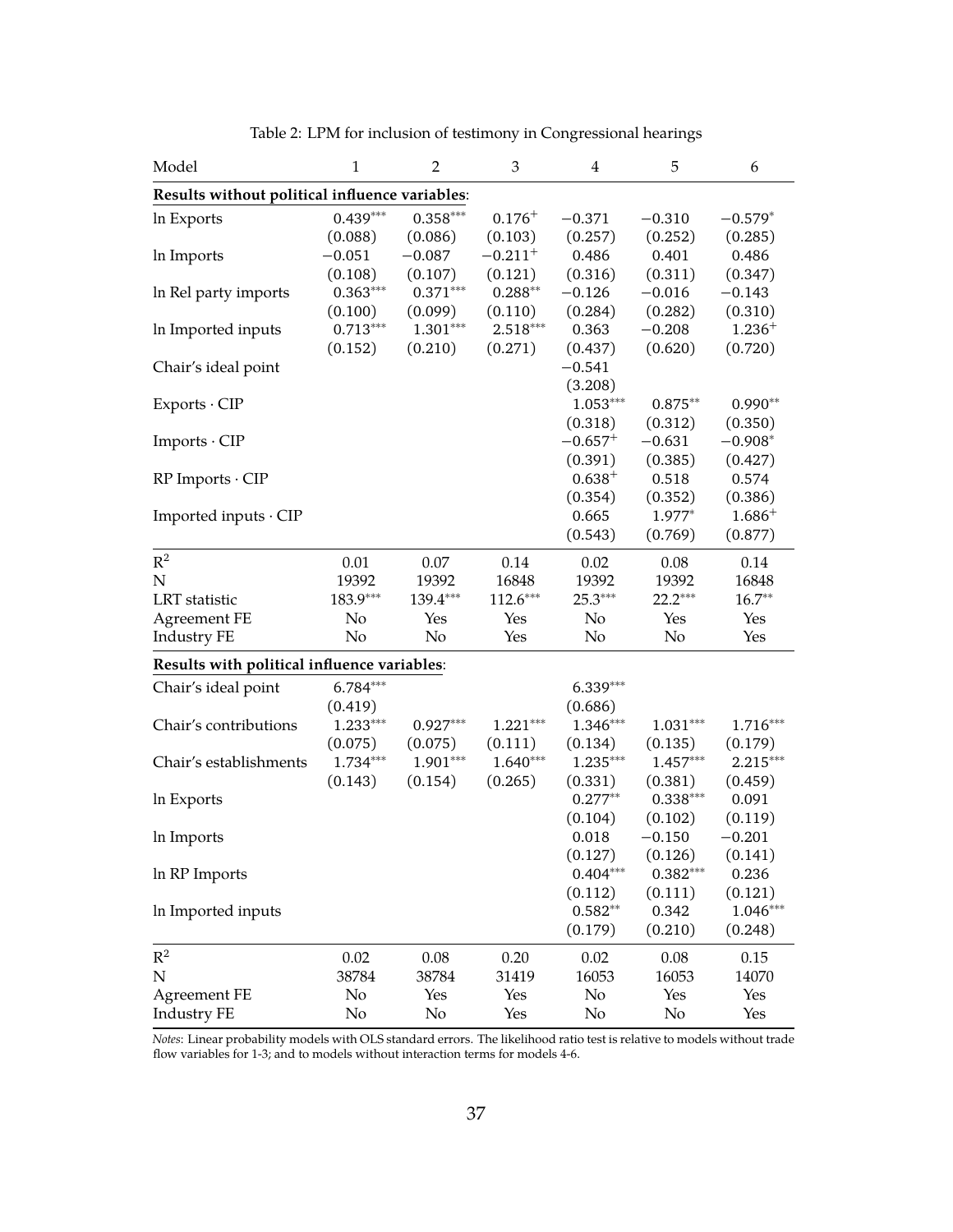Table 2: LPM for inclusion of testimony in Congressional hearings

| Model | 1 | 2 | 3 | 4 | 5 | 6 |
|---|---|---|---|---|---|---|
| **Results without political influence variables**: | | | | | | |
| ln Exports | $0.439^{***}$ | $0.358^{***}$ | $0.176^{+}$ | $-0.371$ | $-0.310$ | $-0.579^{*}$ |
| | (0.088) | (0.086) | (0.103) | (0.257) | (0.252) | (0.285) |
| ln Imports | $-0.051$ | $-0.087$ | $-0.211^{+}$ | 0.486 | 0.401 | 0.486 |
| | (0.108) | (0.107) | (0.121) | (0.316) | (0.311) | (0.347) |
| ln Rel party imports | $0.363^{***}$ | $0.371^{***}$ | $0.288^{**}$ | $-0.126$ | $-0.016$ | $-0.143$ |
| | (0.100) | (0.099) | (0.110) | (0.284) | (0.282) | (0.310) |
| ln Imported inputs | $0.713^{***}$ | $1.301^{***}$ | $2.518^{***}$ | 0.363 | $-0.208$ | $1.236^{+}$ |
| | (0.152) | (0.210) | (0.271) | (0.437) | (0.620) | (0.720) |
| Chair's ideal point | | | | $-0.541$ | | |
| | | | | (3.208) | | |
| Exports · CIP | | | | $1.053^{***}$ | $0.875^{**}$ | $0.990^{**}$ |
| | | | | (0.318) | (0.312) | (0.350) |
| Imports · CIP | | | | $-0.657^{+}$ | $-0.631$ | $-0.908^{*}$ |
| | | | | (0.391) | (0.385) | (0.427) |
| RP Imports · CIP | | | | $0.638^{+}$ | 0.518 | 0.574 |
| | | | | (0.354) | (0.352) | (0.386) |
| Imported inputs · CIP | | | | 0.665 | $1.977^{*}$ | $1.686^{+}$ |
| | | | | (0.543) | (0.769) | (0.877) |
| $R^2$ | 0.01 | 0.07 | 0.14 | 0.02 | 0.08 | 0.14 |
| N | 19392 | 19392 | 16848 | 19392 | 19392 | 16848 |
| LRT statistic | $183.9^{***}$ | $139.4^{***}$ | $112.6^{***}$ | $25.3^{***}$ | $22.2^{***}$ | $16.7^{**}$ |
| Agreement FE | No | Yes | Yes | No | Yes | Yes |
| Industry FE | No | No | Yes | No | No | Yes |
| **Results with political influence variables**: | | | | | | |
| Chair's ideal point | $6.784^{***}$ | | | $6.339^{***}$ | | |
| | (0.419) | | | (0.686) | | |
| Chair's contributions | $1.233^{***}$ | $0.927^{***}$ | $1.221^{***}$ | $1.346^{***}$ | $1.031^{***}$ | $1.716^{***}$ |
| | (0.075) | (0.075) | (0.111) | (0.134) | (0.135) | (0.179) |
| Chair's establishments | $1.734^{***}$ | $1.901^{***}$ | $1.640^{***}$ | $1.235^{***}$ | $1.457^{***}$ | $2.215^{***}$ |
| | (0.143) | (0.154) | (0.265) | (0.331) | (0.381) | (0.459) |
| ln Exports | | | | $0.277^{**}$ | $0.338^{***}$ | 0.091 |
| | | | | (0.104) | (0.102) | (0.119) |
| ln Imports | | | | 0.018 | $-0.150$ | $-0.201$ |
| | | | | (0.127) | (0.126) | (0.141) |
| ln RP Imports | | | | $0.404^{***}$ | $0.382^{***}$ | 0.236 |
| | | | | (0.112) | (0.111) | (0.121) |
| ln Imported inputs | | | | $0.582^{**}$ | 0.342 | $1.046^{***}$ |
| | | | | (0.179) | (0.210) | (0.248) |
| $R^2$ | 0.02 | 0.08 | 0.20 | 0.02 | 0.08 | 0.15 |
| N | 38784 | 38784 | 31419 | 16053 | 16053 | 14070 |
| Agreement FE | No | Yes | Yes | No | Yes | Yes |
| Industry FE | No | No | Yes | No | No | Yes |

*Notes*: Linear probability models with OLS standard errors. The likelihood ratio test is relative to models without trade flow variables for 1-3; and to models without interaction terms for models 4-6.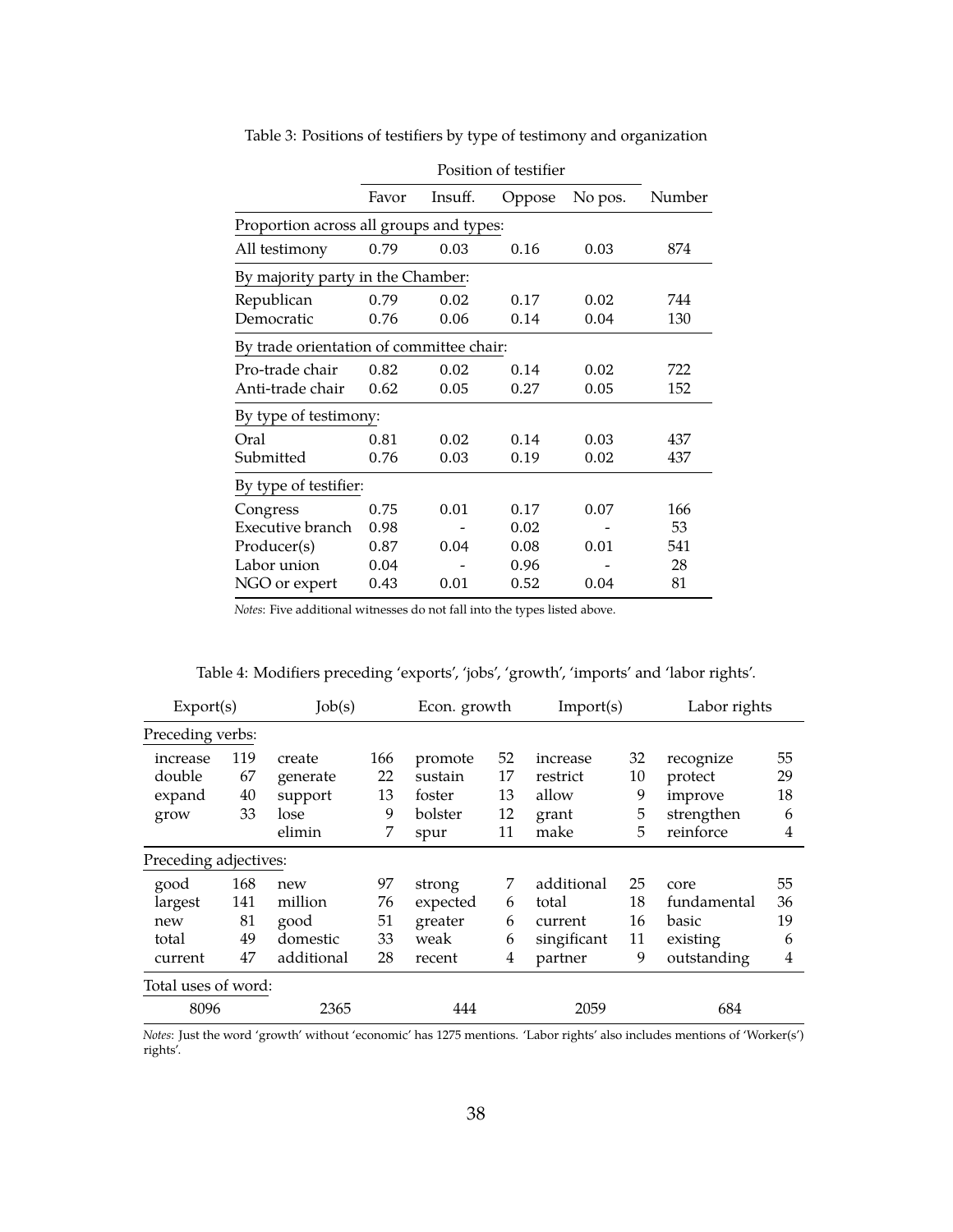Table 3: Positions of testifiers by type of testimony and organization

| | Position of testifier | | | | |
|---|---|---|---|---|---|
| | Favor | Insuff. | Oppose | No pos. | Number |
| Proportion across all groups and types: | | | | | |
| All testimony | 0.79 | 0.03 | 0.16 | 0.03 | 874 |
| By majority party in the Chamber: | | | | | |
| Republican | 0.79 | 0.02 | 0.17 | 0.02 | 744 |
| Democratic | 0.76 | 0.06 | 0.14 | 0.04 | 130 |
| By trade orientation of committee chair: | | | | | |
| Pro-trade chair | 0.82 | 0.02 | 0.14 | 0.02 | 722 |
| Anti-trade chair | 0.62 | 0.05 | 0.27 | 0.05 | 152 |
| By type of testimony: | | | | | |
| Oral | 0.81 | 0.02 | 0.14 | 0.03 | 437 |
| Submitted | 0.76 | 0.03 | 0.19 | 0.02 | 437 |
| By type of testifier: | | | | | |
| Congress | 0.75 | 0.01 | 0.17 | 0.07 | 166 |
| Executive branch | 0.98 | - | 0.02 | - | 53 |
| Producer(s) | 0.87 | 0.04 | 0.08 | 0.01 | 541 |
| Labor union | 0.04 | - | 0.96 | - | 28 |
| NGO or expert | 0.43 | 0.01 | 0.52 | 0.04 | 81 |

*Notes*: Five additional witnesses do not fall into the types listed above.

Table 4: Modifiers preceding 'exports', 'jobs', 'growth', 'imports' and 'labor rights'.

| Export(s) | | Job(s) | | Econ. growth | | Import(s) | | Labor rights | |
|---|---|---|---|---|---|---|---|---|---|
| Preceding verbs: | | | | | | | | | |
| increase | 119 | create | 166 | promote | 52 | increase | 32 | recognize | 55 |
| double | 67 | generate | 22 | sustain | 17 | restrict | 10 | protect | 29 |
| expand | 40 | support | 13 | foster | 13 | allow | 9 | improve | 18 |
| grow | 33 | lose | 9 | bolster | 12 | grant | 5 | strengthen | 6 |
| | | elimin | 7 | spur | 11 | make | 5 | reinforce | 4 |
| Preceding adjectives: | | | | | | | | | |
| good | 168 | new | 97 | strong | 7 | additional | 25 | core | 55 |
| largest | 141 | million | 76 | expected | 6 | total | 18 | fundamental | 36 |
| new | 81 | good | 51 | greater | 6 | current | 16 | basic | 19 |
| total | 49 | domestic | 33 | weak | 6 | singificant | 11 | existing | 6 |
| current | 47 | additional | 28 | recent | 4 | partner | 9 | outstanding | 4 |
| Total uses of word: | | | | | | | | | |
| 8096 | | 2365 | | 444 | | 2059 | | 684 | |

*Notes*: Just the word 'growth' without 'economic' has 1275 mentions. 'Labor rights' also includes mentions of 'Worker(s') rights'.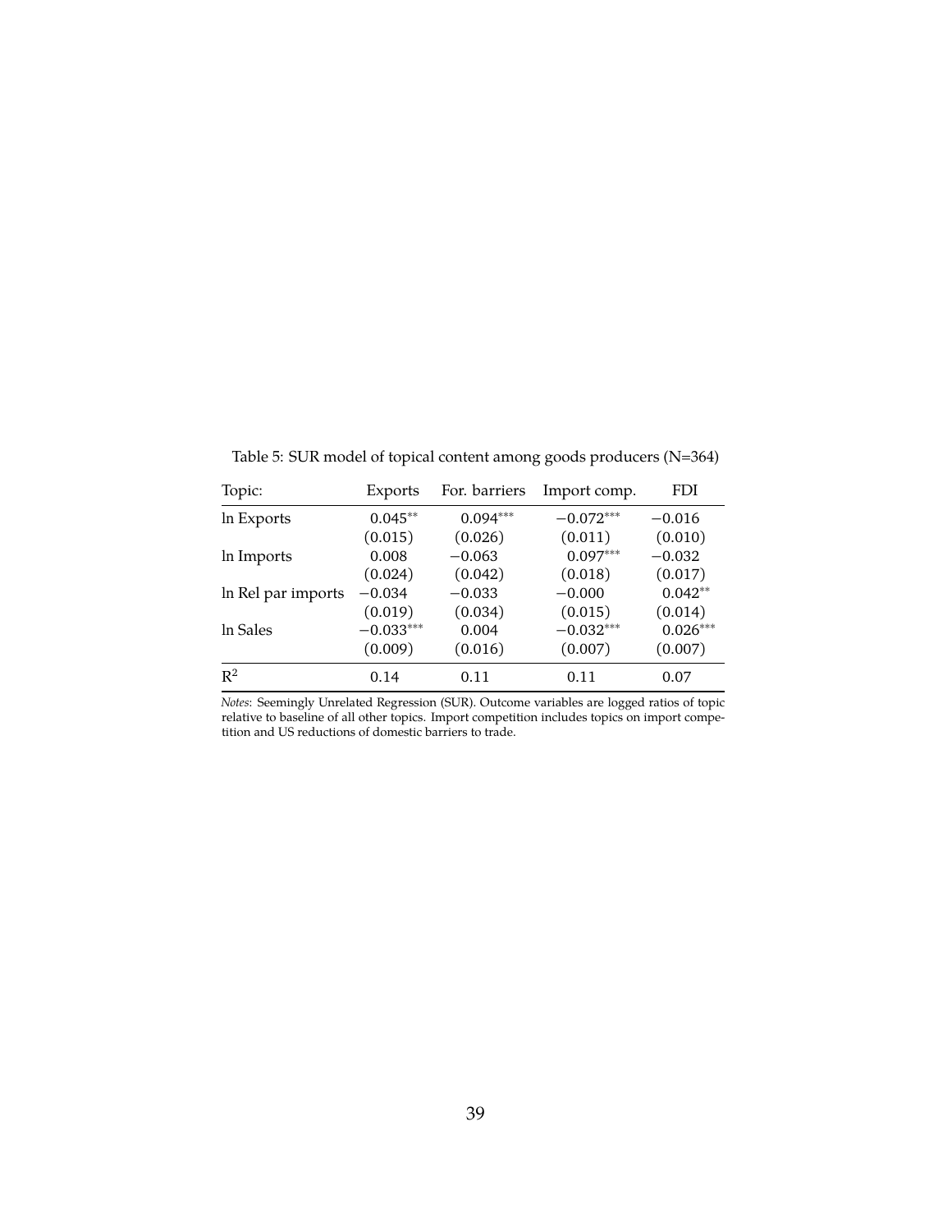Table 5: SUR model of topical content among goods producers (N=364)

| Topic: | Exports | For. barriers | Import comp. | FDI |
|---|---|---|---|---|
| ln Exports | $0.045^{**}$ | $0.094^{***}$ | $-0.072^{***}$ | $-0.016$ |
| | (0.015) | (0.026) | (0.011) | (0.010) |
| ln Imports | 0.008 | $-0.063$ | $0.097^{***}$ | $-0.032$ |
| | (0.024) | (0.042) | (0.018) | (0.017) |
| ln Rel par imports | $-0.034$ | $-0.033$ | $-0.000$ | $0.042^{**}$ |
| | (0.019) | (0.034) | (0.015) | (0.014) |
| ln Sales | $-0.033^{***}$ | 0.004 | $-0.032^{***}$ | $0.026^{***}$ |
| | (0.009) | (0.016) | (0.007) | (0.007) |
| $R^2$ | 0.14 | 0.11 | 0.11 | 0.07 |

*Notes*: Seemingly Unrelated Regression (SUR). Outcome variables are logged ratios of topic relative to baseline of all other topics. Import competition includes topics on import competition and US reductions of domestic barriers to trade.